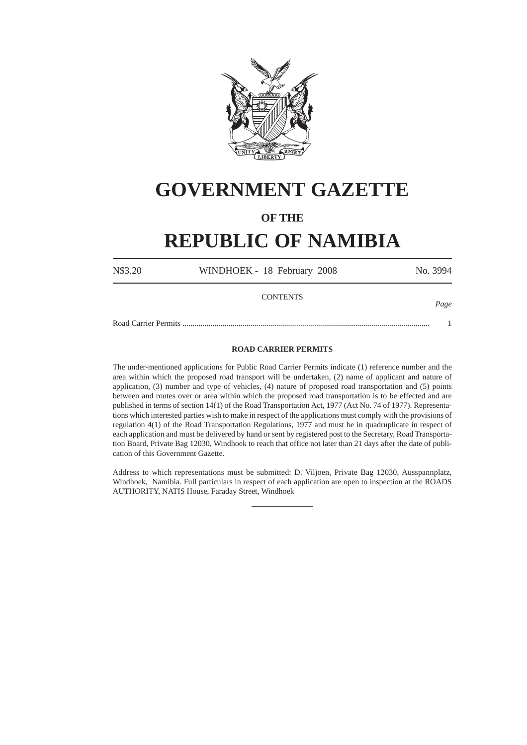# GOVERNMENT GAZETTE

## OF THE

# REPUBLIC OF NAMIBIA

N$3.20 WINDHOEK - 18 February 2008 No. 3994

CONTENTS

| | *Page* |
|---|---|
| Road Carrier Permits ........................................................................................................................... | 1 |

---

**ROAD CARRIER PERMITS**

The under-mentioned applications for Public Road Carrier Permits indicate (1) reference number and the area within which the proposed road transport will be undertaken, (2) name of applicant and nature of application, (3) number and type of vehicles, (4) nature of proposed road transportation and (5) points between and routes over or area within which the proposed road transportation is to be effected and are published in terms of section 14(1) of the Road Transportation Act, 1977 (Act No. 74 of 1977). Representations which interested parties wish to make in respect of the applications must comply with the provisions of regulation 4(1) of the Road Transportation Regulations, 1977 and must be in quadruplicate in respect of each application and must be delivered by hand or sent by registered post to the Secretary, Road Transportation Board, Private Bag 12030, Windhoek to reach that office not later than 21 days after the date of publication of this Government Gazette.

Address to which representations must be submitted: D. Viljoen, Private Bag 12030, Ausspannplatz, Windhoek, Namibia. Full particulars in respect of each application are open to inspection at the ROADS AUTHORITY, NATIS House, Faraday Street, Windhoek

---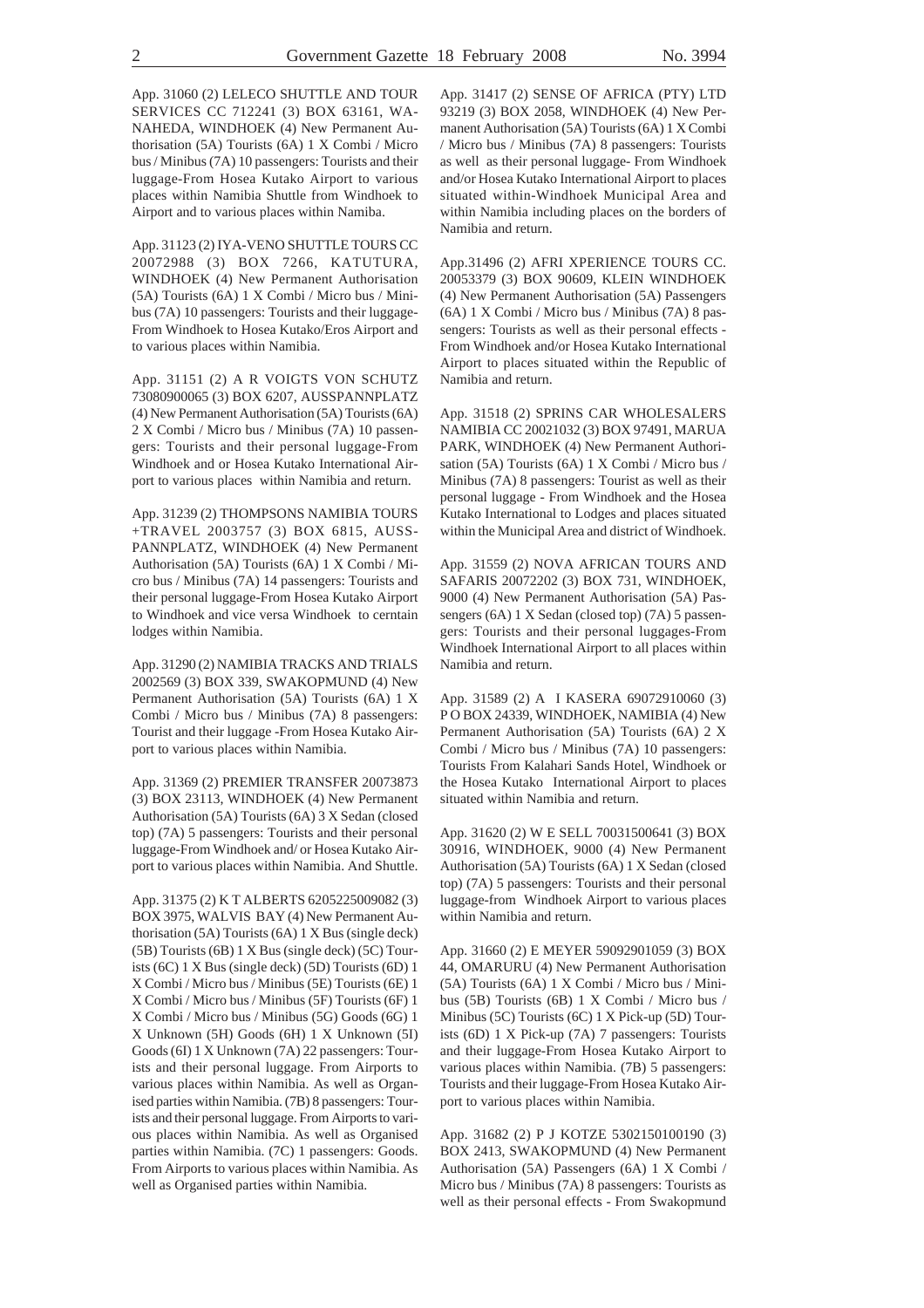App. 31060 (2) LELECO SHUTTLE AND TOUR SERVICES CC 712241 (3) BOX 63161, WANAHEDA, WINDHOEK (4) New Permanent Authorisation (5A) Tourists (6A) 1 X Combi / Micro bus / Minibus (7A) 10 passengers: Tourists and their luggage-From Hosea Kutako Airport to various places within Namibia Shuttle from Windhoek to Airport and to various places within Namiba.

App. 31123 (2) IYA-VENO SHUTTLE TOURS CC 20072988 (3) BOX 7266, KATUTURA, WINDHOEK (4) New Permanent Authorisation (5A) Tourists (6A) 1 X Combi / Micro bus / Minibus (7A) 10 passengers: Tourists and their luggage-From Windhoek to Hosea Kutako/Eros Airport and to various places within Namibia.

App. 31151 (2) A R VOIGTS VON SCHUTZ 73080900065 (3) BOX 6207, AUSSPANNPLATZ (4) New Permanent Authorisation (5A) Tourists (6A) 2 X Combi / Micro bus / Minibus (7A) 10 passengers: Tourists and their personal luggage-From Windhoek and or Hosea Kutako International Airport to various places within Namibia and return.

App. 31239 (2) THOMPSONS NAMIBIA TOURS +TRAVEL 2003757 (3) BOX 6815, AUSSPANNPLATZ, WINDHOEK (4) New Permanent Authorisation (5A) Tourists (6A) 1 X Combi / Micro bus / Minibus (7A) 14 passengers: Tourists and their personal luggage-From Hosea Kutako Airport to Windhoek and vice versa Windhoek to cerntain lodges within Namibia.

App. 31290 (2) NAMIBIA TRACKS AND TRIALS 2002569 (3) BOX 339, SWAKOPMUND (4) New Permanent Authorisation (5A) Tourists (6A) 1 X Combi / Micro bus / Minibus (7A) 8 passengers: Tourist and their luggage -From Hosea Kutako Airport to various places within Namibia.

App. 31369 (2) PREMIER TRANSFER 20073873 (3) BOX 23113, WINDHOEK (4) New Permanent Authorisation (5A) Tourists (6A) 3 X Sedan (closed top) (7A) 5 passengers: Tourists and their personal luggage-From Windhoek and/ or Hosea Kutako Airport to various places within Namibia. And Shuttle.

App. 31375 (2) K T ALBERTS 6205225009082 (3) BOX 3975, WALVIS BAY (4) New Permanent Authorisation (5A) Tourists (6A) 1 X Bus (single deck) (5B) Tourists (6B) 1 X Bus (single deck) (5C) Tourists (6C) 1 X Bus (single deck) (5D) Tourists (6D) 1 X Combi / Micro bus / Minibus (5E) Tourists (6E) 1 X Combi / Micro bus / Minibus (5F) Tourists (6F) 1 X Combi / Micro bus / Minibus (5G) Goods (6G) 1 X Unknown (5H) Goods (6H) 1 X Unknown (5I) Goods (6I) 1 X Unknown (7A) 22 passengers: Tourists and their personal luggage. From Airports to various places within Namibia. As well as Organised parties within Namibia. (7B) 8 passengers: Tourists and their personal luggage. From Airports to various places within Namibia. As well as Organised parties within Namibia. (7C) 1 passengers: Goods. From Airports to various places within Namibia. As well as Organised parties within Namibia.

App. 31417 (2) SENSE OF AFRICA (PTY) LTD 93219 (3) BOX 2058, WINDHOEK (4) New Permanent Authorisation (5A) Tourists (6A) 1 X Combi / Micro bus / Minibus (7A) 8 passengers: Tourists as well as their personal luggage- From Windhoek and/or Hosea Kutako International Airport to places situated within-Windhoek Municipal Area and within Namibia including places on the borders of Namibia and return.

App.31496 (2) AFRI XPERIENCE TOURS CC. 20053379 (3) BOX 90609, KLEIN WINDHOEK (4) New Permanent Authorisation (5A) Passengers (6A) 1 X Combi / Micro bus / Minibus (7A) 8 passengers: Tourists as well as their personal effects - From Windhoek and/or Hosea Kutako International Airport to places situated within the Republic of Namibia and return.

App. 31518 (2) SPRINS CAR WHOLESALERS NAMIBIA CC 20021032 (3) BOX 97491, MARUA PARK, WINDHOEK (4) New Permanent Authorisation (5A) Tourists (6A) 1 X Combi / Micro bus / Minibus (7A) 8 passengers: Tourist as well as their personal luggage - From Windhoek and the Hosea Kutako International to Lodges and places situated within the Municipal Area and district of Windhoek.

App. 31559 (2) NOVA AFRICAN TOURS AND SAFARIS 20072202 (3) BOX 731, WINDHOEK, 9000 (4) New Permanent Authorisation (5A) Passengers (6A) 1 X Sedan (closed top) (7A) 5 passengers: Tourists and their personal luggages-From Windhoek International Airport to all places within Namibia and return.

App. 31589 (2) A I KASERA 69072910060 (3) P O BOX 24339, WINDHOEK, NAMIBIA (4) New Permanent Authorisation (5A) Tourists (6A) 2 X Combi / Micro bus / Minibus (7A) 10 passengers: Tourists From Kalahari Sands Hotel, Windhoek or the Hosea Kutako International Airport to places situated within Namibia and return.

App. 31620 (2) W E SELL 70031500641 (3) BOX 30916, WINDHOEK, 9000 (4) New Permanent Authorisation (5A) Tourists (6A) 1 X Sedan (closed top) (7A) 5 passengers: Tourists and their personal luggage-from Windhoek Airport to various places within Namibia and return.

App. 31660 (2) E MEYER 59092901059 (3) BOX 44, OMARURU (4) New Permanent Authorisation (5A) Tourists (6A) 1 X Combi / Micro bus / Minibus (5B) Tourists (6B) 1 X Combi / Micro bus / Minibus (5C) Tourists (6C) 1 X Pick-up (5D) Tourists (6D) 1 X Pick-up (7A) 7 passengers: Tourists and their luggage-From Hosea Kutako Airport to various places within Namibia. (7B) 5 passengers: Tourists and their luggage-From Hosea Kutako Airport to various places within Namibia.

App. 31682 (2) P J KOTZE 5302150100190 (3) BOX 2413, SWAKOPMUND (4) New Permanent Authorisation (5A) Passengers (6A) 1 X Combi / Micro bus / Minibus (7A) 8 passengers: Tourists as well as their personal effects - From Swakopmund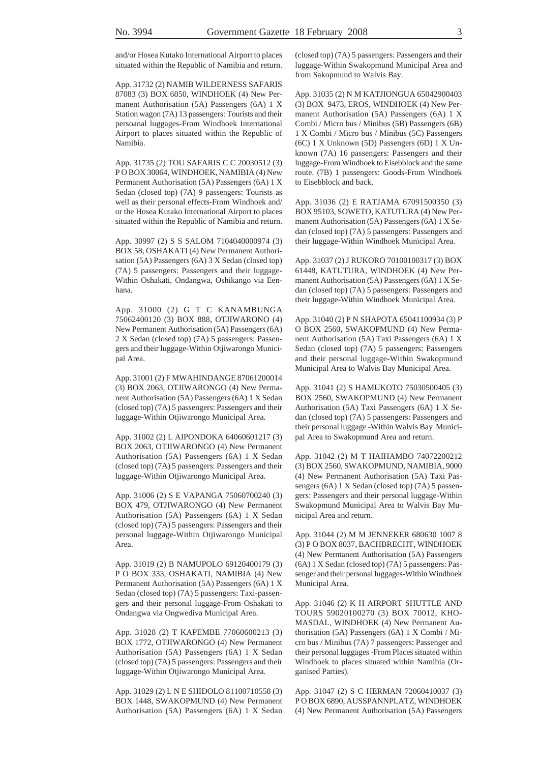and/or Hosea Kutako International Airport to places situated within the Republic of Namibia and return.

App. 31732 (2) NAMIB WILDERNESS SAFARIS 87083 (3) BOX 6850, WINDHOEK (4) New Permanent Authorisation (5A) Passengers (6A) 1 X Station wagon (7A) 13 passengers: Tourists and their persoanal luggages-From Windhoek International Airport to places situated within the Republic of Namibia.

App. 31735 (2) TOU SAFARIS C C 20030512 (3) P O BOX 30064, WINDHOEK, NAMIBIA (4) New Permanent Authorisation (5A) Passengers (6A) 1 X Sedan (closed top) (7A) 9 passengers: Tourists as well as their personal effects-From Windhoek and/ or the Hosea Kutako International Airport to places situated within the Republic of Namibia and return.

App. 30997 (2) S S SALOM 7104040000974 (3) BOX 58, OSHAKATI (4) New Permanent Authorisation (5A) Passengers (6A) 3 X Sedan (closed top) (7A) 5 passengers: Passengers and their luggage-Within Oshakati, Ondangwa, Oshikango via Eenhana.

App. 31000 (2) G T C KANAMBUNGA 75062400120 (3) BOX 888, OTJIWARONO (4) New Permanent Authorisation (5A) Passengers (6A) 2 X Sedan (closed top) (7A) 5 passengers: Passengers and their luggage-Within Otjiwarongo Municipal Area.

App. 31001 (2) F MWAHINDANGE 87061200014 (3) BOX 2063, OTJIWARONGO (4) New Permanent Authorisation (5A) Passengers (6A) 1 X Sedan (closed top) (7A) 5 passengers: Passengers and their luggage-Within Otjiwarongo Municipal Area.

App. 31002 (2) L AIPONDOKA 64060601217 (3) BOX 2063, OTJIWARONGO (4) New Permanent Authorisation (5A) Passengers (6A) 1 X Sedan (closed top) (7A) 5 passengers: Passengers and their luggage-Within Otjiwarongo Municipal Area.

App. 31006 (2) S E VAPANGA 75060700240 (3) BOX 479, OTJIWARONGO (4) New Permanent Authorisation (5A) Passengers (6A) 1 X Sedan (closed top) (7A) 5 passengers: Passengers and their personal luggage-Within Otjiwarongo Municipal Area.

App. 31019 (2) B NAMUPOLO 69120400179 (3) P O BOX 333, OSHAKATI, NAMIBIA (4) New Permanent Authorisation (5A) Passengers (6A) 1 X Sedan (closed top) (7A) 5 passengers: Taxi-passengers and their personal luggage-From Oshakati to Ondangwa via Ongwediva Municipal Area.

App. 31028 (2) T KAPEMBE 77060600213 (3) BOX 1772, OTJIWARONGO (4) New Permanent Authorisation (5A) Passengers (6A) 1 X Sedan (closed top) (7A) 5 passengers: Passengers and their luggage-Within Otjiwarongo Municipal Area.

App. 31029 (2) L N E SHIDOLO 81100710558 (3) BOX 1448, SWAKOPMUND (4) New Permanent Authorisation (5A) Passengers (6A) 1 X Sedan (closed top) (7A) 5 passengers: Passengers and their luggage-Within Swakopmund Municipal Area and from Sakopmund to Walvis Bay.

App. 31035 (2) N M KATJIONGUA 65042900403 (3) BOX 9473, EROS, WINDHOEK (4) New Permanent Authorisation (5A) Passengers (6A) 1 X Combi / Micro bus / Minibus (5B) Passengers (6B) 1 X Combi / Micro bus / Minibus (5C) Passengers (6C) 1 X Unknown (5D) Passengers (6D) 1 X Unknown (7A) 16 passengers: Passengers and their luggage-From Windhoek to Eisebblock and the same route. (7B) 1 passengers: Goods-From Windhoek to Eisebblock and back.

App. 31036 (2) E RATJAMA 67091500350 (3) BOX 95103, SOWETO, KATUTURA (4) New Permanent Authorisation (5A) Passengers (6A) 1 X Sedan (closed top) (7A) 5 passengers: Passengers and their luggage-Within Windhoek Municipal Area.

App. 31037 (2) J RUKORO 70100100317 (3) BOX 61448, KATUTURA, WINDHOEK (4) New Permanent Authorisation (5A) Passengers (6A) 1 X Sedan (closed top) (7A) 5 passengers: Passengers and their luggage-Within Windhoek Municipal Area.

App. 31040 (2) P N SHAPOTA 65041100934 (3) P O BOX 2560, SWAKOPMUND (4) New Permanent Authorisation (5A) Taxi Passengers (6A) 1 X Sedan (closed top) (7A) 5 passengers: Passengers and their personal luggage-Within Swakopmund Municipal Area to Walvis Bay Municipal Area.

App. 31041 (2) S HAMUKOTO 75030500405 (3) BOX 2560, SWAKOPMUND (4) New Permanent Authorisation (5A) Taxi Passengers (6A) 1 X Sedan (closed top) (7A) 5 passengers: Passengers and their personal luggage -Within Walvis Bay Municipal Area to Swakopmund Area and return.

App. 31042 (2) M T HAIHAMBO 74072200212 (3) BOX 2560, SWAKOPMUND, NAMIBIA, 9000 (4) New Permanent Authorisation (5A) Taxi Passengers (6A) 1 X Sedan (closed top) (7A) 5 passengers: Passengers and their personal luggage-Within Swakopmund Municipal Area to Walvis Bay Municipal Area and return.

App. 31044 (2) M M JENNEKER 680630 1007 8 (3) P O BOX 8037, BACHBRECHT, WINDHOEK (4) New Permanent Authorisation (5A) Passengers (6A) 1 X Sedan (closed top) (7A) 5 passengers: Passenger and their personal luggages-Within Windhoek Municipal Area.

App. 31046 (2) K H AIRPORT SHUTTLE AND TOURS 59020100270 (3) BOX 70012, KHOMASDAL, WINDHOEK (4) New Permanent Authorisation (5A) Passengers (6A) 1 X Combi / Micro bus / Minibus (7A) 7 passengers: Passenger and their personal luggages -From Places situated within Windhoek to places situated within Namibia (Organised Parties).

App. 31047 (2) S C HERMAN 72060410037 (3) P O BOX 6890, AUSSPANNPLATZ, WINDHOEK (4) New Permanent Authorisation (5A) Passengers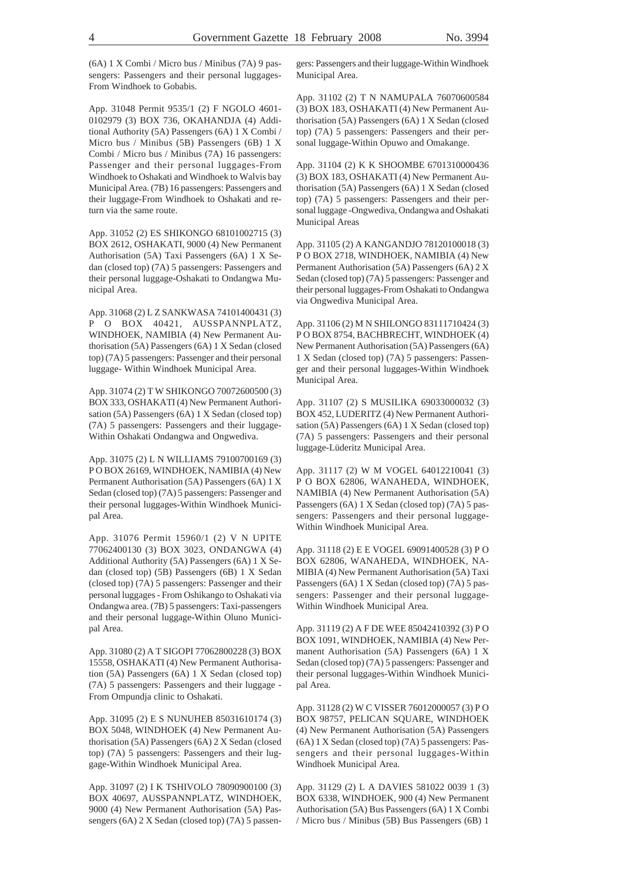(6A) 1 X Combi / Micro bus / Minibus (7A) 9 passengers: Passengers and their personal luggages-From Windhoek to Gobabis.

App. 31048 Permit 9535/1 (2) F NGOLO 4601-0102979 (3) BOX 736, OKAHANDJA (4) Additional Authority (5A) Passengers (6A) 1 X Combi / Micro bus / Minibus (5B) Passengers (6B) 1 X Combi / Micro bus / Minibus (7A) 16 passengers: Passenger and their personal luggages-From Windhoek to Oshakati and Windhoek to Walvis bay Municipal Area. (7B) 16 passengers: Passengers and their luggage-From Windhoek to Oshakati and return via the same route.

App. 31052 (2) ES SHIKONGO 68101002715 (3) BOX 2612, OSHAKATI, 9000 (4) New Permanent Authorisation (5A) Taxi Passengers (6A) 1 X Sedan (closed top) (7A) 5 passengers: Passengers and their personal luggage-Oshakati to Ondangwa Municipal Area.

App. 31068 (2) L Z SANKWASA 74101400431 (3) P O BOX 40421, AUSSPANNPLATZ, WINDHOEK, NAMIBIA (4) New Permanent Authorisation (5A) Passengers (6A) 1 X Sedan (closed top) (7A) 5 passengers: Passenger and their personal luggage- Within Windhoek Municipal Area.

App. 31074 (2) T W SHIKONGO 70072600500 (3) BOX 333, OSHAKATI (4) New Permanent Authorisation (5A) Passengers (6A) 1 X Sedan (closed top) (7A) 5 passengers: Passengers and their luggage-Within Oshakati Ondangwa and Ongwediva.

App. 31075 (2) L N WILLIAMS 79100700169 (3) P O BOX 26169, WINDHOEK, NAMIBIA (4) New Permanent Authorisation (5A) Passengers (6A) 1 X Sedan (closed top) (7A) 5 passengers: Passenger and their personal luggages-Within Windhoek Municipal Area.

App. 31076 Permit 15960/1 (2) V N UPITE 77062400130 (3) BOX 3023, ONDANGWA (4) Additional Authority (5A) Passengers (6A) 1 X Sedan (closed top) (5B) Passengers (6B) 1 X Sedan (closed top) (7A) 5 passengers: Passenger and their personal luggages - From Oshikango to Oshakati via Ondangwa area. (7B) 5 passengers: Taxi-passengers and their personal luggage-Within Oluno Municipal Area.

App. 31080 (2) A T SIGOPI 77062800228 (3) BOX 15558, OSHAKATI (4) New Permanent Authorisation (5A) Passengers (6A) 1 X Sedan (closed top) (7A) 5 passengers: Passengers and their luggage - From Ompundja clinic to Oshakati.

App. 31095 (2) E S NUNUHEB 85031610174 (3) BOX 5048, WINDHOEK (4) New Permanent Authorisation (5A) Passengers (6A) 2 X Sedan (closed top) (7A) 5 passengers: Passengers and their luggage-Within Windhoek Municipal Area.

App. 31097 (2) I K TSHIVOLO 78090900100 (3) BOX 40697, AUSSPANNPLATZ, WINDHOEK, 9000 (4) New Permanent Authorisation (5A) Passengers (6A) 2 X Sedan (closed top) (7A) 5 passengers: Passengers and their luggage-Within Windhoek Municipal Area.

App. 31102 (2) T N NAMUPALA 76070600584 (3) BOX 183, OSHAKATI (4) New Permanent Authorisation (5A) Passengers (6A) 1 X Sedan (closed top) (7A) 5 passengers: Passengers and their personal luggage-Within Opuwo and Omakange.

App. 31104 (2) K K SHOOMBE 6701310000436 (3) BOX 183, OSHAKATI (4) New Permanent Authorisation (5A) Passengers (6A) 1 X Sedan (closed top) (7A) 5 passengers: Passengers and their personal luggage -Ongwediva, Ondangwa and Oshakati Municipal Areas

App. 31105 (2) A KANGANDJO 78120100018 (3) P O BOX 2718, WINDHOEK, NAMIBIA (4) New Permanent Authorisation (5A) Passengers (6A) 2 X Sedan (closed top) (7A) 5 passengers: Passenger and their personal luggages-From Oshakati to Ondangwa via Ongwediva Municipal Area.

App. 31106 (2) M N SHILONGO 83111710424 (3) P O BOX 8754, BACHBRECHT, WINDHOEK (4) New Permanent Authorisation (5A) Passengers (6A) 1 X Sedan (closed top) (7A) 5 passengers: Passenger and their personal luggages-Within Windhoek Municipal Area.

App. 31107 (2) S MUSILIKA 69033000032 (3) BOX 452, LUDERITZ (4) New Permanent Authorisation (5A) Passengers (6A) 1 X Sedan (closed top) (7A) 5 passengers: Passengers and their personal luggage-Lüderitz Municipal Area.

App. 31117 (2) W M VOGEL 64012210041 (3) P O BOX 62806, WANAHEDA, WINDHOEK, NAMIBIA (4) New Permanent Authorisation (5A) Passengers (6A) 1 X Sedan (closed top) (7A) 5 passengers: Passengers and their personal luggage-Within Windhoek Municipal Area.

App. 31118 (2) E E VOGEL 69091400528 (3) P O BOX 62806, WANAHEDA, WINDHOEK, NAMIBIA (4) New Permanent Authorisation (5A) Taxi Passengers (6A) 1 X Sedan (closed top) (7A) 5 passengers: Passenger and their personal luggage-Within Windhoek Municipal Area.

App. 31119 (2) A F DE WEE 85042410392 (3) P O BOX 1091, WINDHOEK, NAMIBIA (4) New Permanent Authorisation (5A) Passengers (6A) 1 X Sedan (closed top) (7A) 5 passengers: Passenger and their personal luggages-Within Windhoek Municipal Area.

App. 31128 (2) W C VISSER 76012000057 (3) P O BOX 98757, PELICAN SQUARE, WINDHOEK (4) New Permanent Authorisation (5A) Passengers (6A) 1 X Sedan (closed top) (7A) 5 passengers: Passengers and their personal luggages-Within Windhoek Municipal Area.

App. 31129 (2) L A DAVIES 581022 0039 1 (3) BOX 6338, WINDHOEK, 900 (4) New Permanent Authorisation (5A) Bus Passengers (6A) 1 X Combi / Micro bus / Minibus (5B) Bus Passengers (6B) 1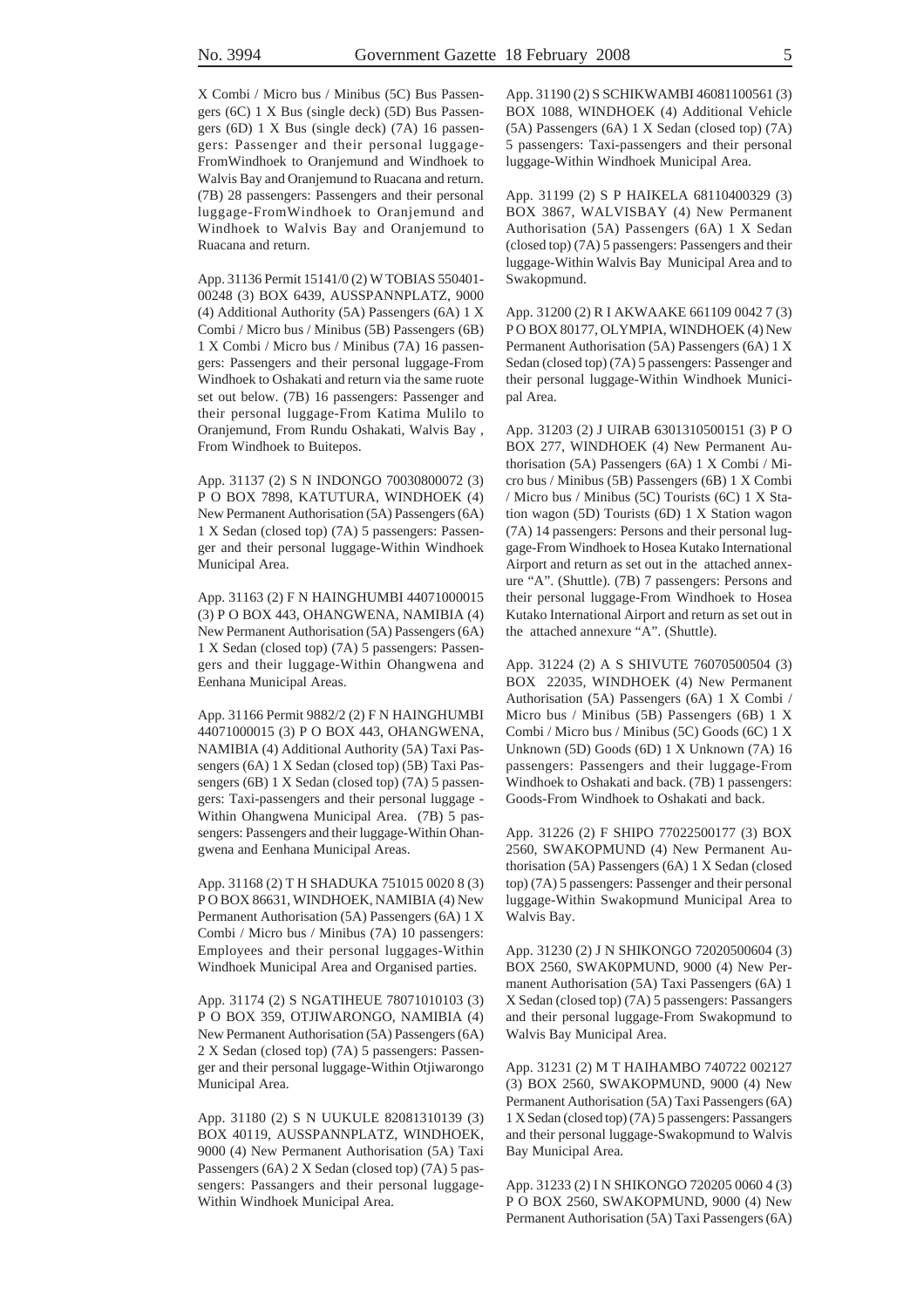X Combi / Micro bus / Minibus (5C) Bus Passengers (6C) 1 X Bus (single deck) (5D) Bus Passengers (6D) 1 X Bus (single deck) (7A) 16 passengers: Passenger and their personal luggage-FromWindhoek to Oranjemund and Windhoek to Walvis Bay and Oranjemund to Ruacana and return. (7B) 28 passengers: Passengers and their personal luggage-FromWindhoek to Oranjemund and Windhoek to Walvis Bay and Oranjemund to Ruacana and return.

App. 31136 Permit 15141/0 (2) W TOBIAS 550401-00248 (3) BOX 6439, AUSSPANNPLATZ, 9000 (4) Additional Authority (5A) Passengers (6A) 1 X Combi / Micro bus / Minibus (5B) Passengers (6B) 1 X Combi / Micro bus / Minibus (7A) 16 passengers: Passengers and their personal luggage-From Windhoek to Oshakati and return via the same ruote set out below. (7B) 16 passengers: Passenger and their personal luggage-From Katima Mulilo to Oranjemund, From Rundu Oshakati, Walvis Bay , From Windhoek to Buitepos.

App. 31137 (2) S N INDONGO 70030800072 (3) P O BOX 7898, KATUTURA, WINDHOEK (4) New Permanent Authorisation (5A) Passengers (6A) 1 X Sedan (closed top) (7A) 5 passengers: Passenger and their personal luggage-Within Windhoek Municipal Area.

App. 31163 (2) F N HAINGHUMBI 44071000015 (3) P O BOX 443, OHANGWENA, NAMIBIA (4) New Permanent Authorisation (5A) Passengers (6A) 1 X Sedan (closed top) (7A) 5 passengers: Passengers and their luggage-Within Ohangwena and Eenhana Municipal Areas.

App. 31166 Permit 9882/2 (2) F N HAINGHUMBI 44071000015 (3) P O BOX 443, OHANGWENA, NAMIBIA (4) Additional Authority (5A) Taxi Passengers (6A) 1 X Sedan (closed top) (5B) Taxi Passengers (6B) 1 X Sedan (closed top) (7A) 5 passengers: Taxi-passengers and their personal luggage - Within Ohangwena Municipal Area. (7B) 5 passengers: Passengers and their luggage-Within Ohangwena and Eenhana Municipal Areas.

App. 31168 (2) T H SHADUKA 751015 0020 8 (3) P O BOX 86631, WINDHOEK, NAMIBIA (4) New Permanent Authorisation (5A) Passengers (6A) 1 X Combi / Micro bus / Minibus (7A) 10 passengers: Employees and their personal luggages-Within Windhoek Municipal Area and Organised parties.

App. 31174 (2) S NGATIHEUE 78071010103 (3) P O BOX 359, OTJIWARONGO, NAMIBIA (4) New Permanent Authorisation (5A) Passengers (6A) 2 X Sedan (closed top) (7A) 5 passengers: Passenger and their personal luggage-Within Otjiwarongo Municipal Area.

App. 31180 (2) S N UUKULE 82081310139 (3) BOX 40119, AUSSPANNPLATZ, WINDHOEK, 9000 (4) New Permanent Authorisation (5A) Taxi Passengers (6A) 2 X Sedan (closed top) (7A) 5 passengers: Passangers and their personal luggage-Within Windhoek Municipal Area.

App. 31190 (2) S SCHIKWAMBI 46081100561 (3) BOX 1088, WINDHOEK (4) Additional Vehicle (5A) Passengers (6A) 1 X Sedan (closed top) (7A) 5 passengers: Taxi-passengers and their personal luggage-Within Windhoek Municipal Area.

App. 31199 (2) S P HAIKELA 68110400329 (3) BOX 3867, WALVISBAY (4) New Permanent Authorisation (5A) Passengers (6A) 1 X Sedan (closed top) (7A) 5 passengers: Passengers and their luggage-Within Walvis Bay Municipal Area and to Swakopmund.

App. 31200 (2) R I AKWAAKE 661109 0042 7 (3) P O BOX 80177, OLYMPIA, WINDHOEK (4) New Permanent Authorisation (5A) Passengers (6A) 1 X Sedan (closed top) (7A) 5 passengers: Passenger and their personal luggage-Within Windhoek Municipal Area.

App. 31203 (2) J UIRAB 6301310500151 (3) P O BOX 277, WINDHOEK (4) New Permanent Authorisation (5A) Passengers (6A) 1 X Combi / Micro bus / Minibus (5B) Passengers (6B) 1 X Combi / Micro bus / Minibus (5C) Tourists (6C) 1 X Station wagon (5D) Tourists (6D) 1 X Station wagon (7A) 14 passengers: Persons and their personal luggage-From Windhoek to Hosea Kutako International Airport and return as set out in the attached annexure "A". (Shuttle). (7B) 7 passengers: Persons and their personal luggage-From Windhoek to Hosea Kutako International Airport and return as set out in the attached annexure "A". (Shuttle).

App. 31224 (2) A S SHIVUTE 76070500504 (3) BOX 22035, WINDHOEK (4) New Permanent Authorisation (5A) Passengers (6A) 1 X Combi / Micro bus / Minibus (5B) Passengers (6B) 1 X Combi / Micro bus / Minibus (5C) Goods (6C) 1 X Unknown (5D) Goods (6D) 1 X Unknown (7A) 16 passengers: Passengers and their luggage-From Windhoek to Oshakati and back. (7B) 1 passengers: Goods-From Windhoek to Oshakati and back.

App. 31226 (2) F SHIPO 77022500177 (3) BOX 2560, SWAKOPMUND (4) New Permanent Authorisation (5A) Passengers (6A) 1 X Sedan (closed top) (7A) 5 passengers: Passenger and their personal luggage-Within Swakopmund Municipal Area to Walvis Bay.

App. 31230 (2) J N SHIKONGO 72020500604 (3) BOX 2560, SWAK0PMUND, 9000 (4) New Permanent Authorisation (5A) Taxi Passengers (6A) 1 X Sedan (closed top) (7A) 5 passengers: Passangers and their personal luggage-From Swakopmund to Walvis Bay Municipal Area.

App. 31231 (2) M T HAIHAMBO 740722 002127 (3) BOX 2560, SWAKOPMUND, 9000 (4) New Permanent Authorisation (5A) Taxi Passengers (6A) 1 X Sedan (closed top) (7A) 5 passengers: Passangers and their personal luggage-Swakopmund to Walvis Bay Municipal Area.

App. 31233 (2) I N SHIKONGO 720205 0060 4 (3) P O BOX 2560, SWAKOPMUND, 9000 (4) New Permanent Authorisation (5A) Taxi Passengers (6A)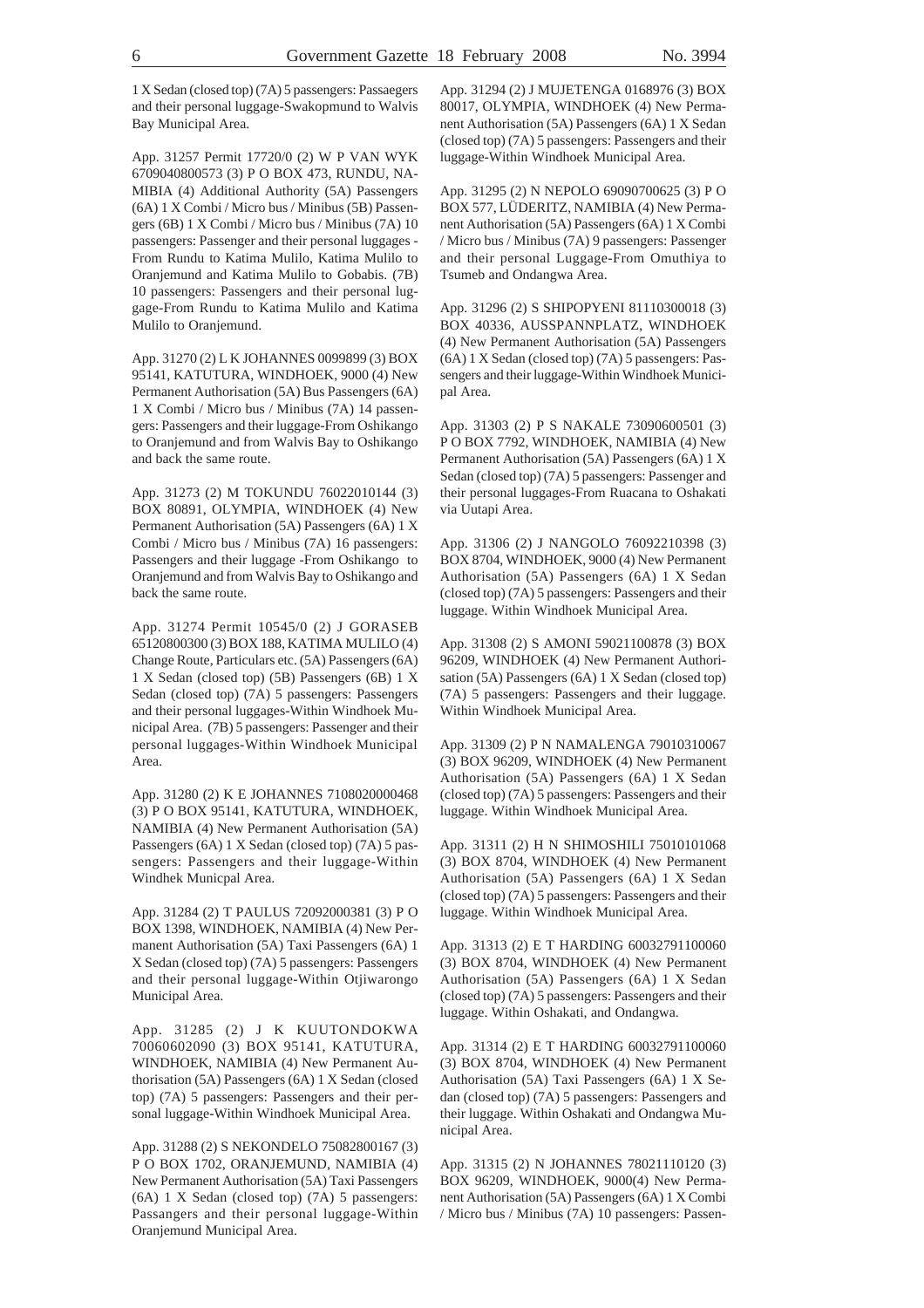1 X Sedan (closed top) (7A) 5 passengers: Passaegers and their personal luggage-Swakopmund to Walvis Bay Municipal Area.

App. 31257 Permit 17720/0 (2) W P VAN WYK 6709040800573 (3) P O BOX 473, RUNDU, NAMIBIA (4) Additional Authority (5A) Passengers (6A) 1 X Combi / Micro bus / Minibus (5B) Passengers (6B) 1 X Combi / Micro bus / Minibus (7A) 10 passengers: Passenger and their personal luggages - From Rundu to Katima Mulilo, Katima Mulilo to Oranjemund and Katima Mulilo to Gobabis. (7B) 10 passengers: Passengers and their personal luggage-From Rundu to Katima Mulilo and Katima Mulilo to Oranjemund.

App. 31270 (2) L K JOHANNES 0099899 (3) BOX 95141, KATUTURA, WINDHOEK, 9000 (4) New Permanent Authorisation (5A) Bus Passengers (6A) 1 X Combi / Micro bus / Minibus (7A) 14 passengers: Passengers and their luggage-From Oshikango to Oranjemund and from Walvis Bay to Oshikango and back the same route.

App. 31273 (2) M TOKUNDU 76022010144 (3) BOX 80891, OLYMPIA, WINDHOEK (4) New Permanent Authorisation (5A) Passengers (6A) 1 X Combi / Micro bus / Minibus (7A) 16 passengers: Passengers and their luggage -From Oshikango to Oranjemund and from Walvis Bay to Oshikango and back the same route.

App. 31274 Permit 10545/0 (2) J GORASEB 65120800300 (3) BOX 188, KATIMA MULILO (4) Change Route, Particulars etc. (5A) Passengers (6A) 1 X Sedan (closed top) (5B) Passengers (6B) 1 X Sedan (closed top) (7A) 5 passengers: Passengers and their personal luggages-Within Windhoek Municipal Area. (7B) 5 passengers: Passenger and their personal luggages-Within Windhoek Municipal Area.

App. 31280 (2) K E JOHANNES 7108020000468 (3) P O BOX 95141, KATUTURA, WINDHOEK, NAMIBIA (4) New Permanent Authorisation (5A) Passengers (6A) 1 X Sedan (closed top) (7A) 5 passengers: Passengers and their luggage-Within Windhek Municpal Area.

App. 31284 (2) T PAULUS 72092000381 (3) P O BOX 1398, WINDHOEK, NAMIBIA (4) New Permanent Authorisation (5A) Taxi Passengers (6A) 1 X Sedan (closed top) (7A) 5 passengers: Passengers and their personal luggage-Within Otjiwarongo Municipal Area.

App. 31285 (2) J K KUUTONDOKWA 70060602090 (3) BOX 95141, KATUTURA, WINDHOEK, NAMIBIA (4) New Permanent Authorisation (5A) Passengers (6A) 1 X Sedan (closed top) (7A) 5 passengers: Passengers and their personal luggage-Within Windhoek Municipal Area.

App. 31288 (2) S NEKONDELO 75082800167 (3) P O BOX 1702, ORANJEMUND, NAMIBIA (4) New Permanent Authorisation (5A) Taxi Passengers (6A) 1 X Sedan (closed top) (7A) 5 passengers: Passangers and their personal luggage-Within Oranjemund Municipal Area.

App. 31294 (2) J MUJETENGA 0168976 (3) BOX 80017, OLYMPIA, WINDHOEK (4) New Permanent Authorisation (5A) Passengers (6A) 1 X Sedan (closed top) (7A) 5 passengers: Passengers and their luggage-Within Windhoek Municipal Area.

App. 31295 (2) N NEPOLO 69090700625 (3) P O BOX 577, LÜDERITZ, NAMIBIA (4) New Permanent Authorisation (5A) Passengers (6A) 1 X Combi / Micro bus / Minibus (7A) 9 passengers: Passenger and their personal Luggage-From Omuthiya to Tsumeb and Ondangwa Area.

App. 31296 (2) S SHIPOPYENI 81110300018 (3) BOX 40336, AUSSPANNPLATZ, WINDHOEK (4) New Permanent Authorisation (5A) Passengers (6A) 1 X Sedan (closed top) (7A) 5 passengers: Passengers and their luggage-Within Windhoek Municipal Area.

App. 31303 (2) P S NAKALE 73090600501 (3) P O BOX 7792, WINDHOEK, NAMIBIA (4) New Permanent Authorisation (5A) Passengers (6A) 1 X Sedan (closed top) (7A) 5 passengers: Passenger and their personal luggages-From Ruacana to Oshakati via Uutapi Area.

App. 31306 (2) J NANGOLO 76092210398 (3) BOX 8704, WINDHOEK, 9000 (4) New Permanent Authorisation (5A) Passengers (6A) 1 X Sedan (closed top) (7A) 5 passengers: Passengers and their luggage. Within Windhoek Municipal Area.

App. 31308 (2) S AMONI 59021100878 (3) BOX 96209, WINDHOEK (4) New Permanent Authorisation (5A) Passengers (6A) 1 X Sedan (closed top) (7A) 5 passengers: Passengers and their luggage. Within Windhoek Municipal Area.

App. 31309 (2) P N NAMALENGA 79010310067 (3) BOX 96209, WINDHOEK (4) New Permanent Authorisation (5A) Passengers (6A) 1 X Sedan (closed top) (7A) 5 passengers: Passengers and their luggage. Within Windhoek Municipal Area.

App. 31311 (2) H N SHIMOSHILI 75010101068 (3) BOX 8704, WINDHOEK (4) New Permanent Authorisation (5A) Passengers (6A) 1 X Sedan (closed top) (7A) 5 passengers: Passengers and their luggage. Within Windhoek Municipal Area.

App. 31313 (2) E T HARDING 60032791100060 (3) BOX 8704, WINDHOEK (4) New Permanent Authorisation (5A) Passengers (6A) 1 X Sedan (closed top) (7A) 5 passengers: Passengers and their luggage. Within Oshakati, and Ondangwa.

App. 31314 (2) E T HARDING 60032791100060 (3) BOX 8704, WINDHOEK (4) New Permanent Authorisation (5A) Taxi Passengers (6A) 1 X Sedan (closed top) (7A) 5 passengers: Passengers and their luggage. Within Oshakati and Ondangwa Municipal Area.

App. 31315 (2) N JOHANNES 78021110120 (3) BOX 96209, WINDHOEK, 9000(4) New Permanent Authorisation (5A) Passengers (6A) 1 X Combi / Micro bus / Minibus (7A) 10 passengers: Passen-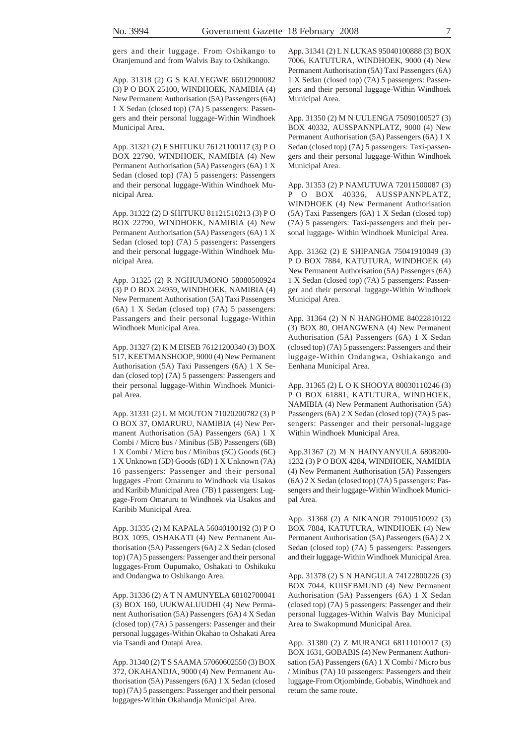gers and their luggage. From Oshikango to Oranjemund and from Walvis Bay to Oshikango.

App. 31318 (2) G S KALYEGWE 66012900082 (3) P O BOX 25100, WINDHOEK, NAMIBIA (4) New Permanent Authorisation (5A) Passengers (6A) 1 X Sedan (closed top) (7A) 5 passengers: Passengers and their personal luggage-Within Windhoek Municipal Area.

App. 31321 (2) F SHITUKU 76121100117 (3) P O BOX 22790, WINDHOEK, NAMIBIA (4) New Permanent Authorisation (5A) Passengers (6A) 1 X Sedan (closed top) (7A) 5 passengers: Passengers and their personal luggage-Within Windhoek Municipal Area.

App. 31322 (2) D SHITUKU 81121510213 (3) P O BOX 22790, WINDHOEK, NAMIBIA (4) New Permanent Authorisation (5A) Passengers (6A) 1 X Sedan (closed top) (7A) 5 passengers: Passengers and their personal luggage-Within Windhoek Municipal Area.

App. 31325 (2) R NGHUUMONO 58080500924 (3) P O BOX 24959, WINDHOEK, NAMIBIA (4) New Permanent Authorisation (5A) Taxi Passengers (6A) 1 X Sedan (closed top) (7A) 5 passengers: Passangers and their personal luggage-Within Windhoek Municipal Area.

App. 31327 (2) K M EISEB 76121200340 (3) BOX 517, KEETMANSHOOP, 9000 (4) New Permanent Authorisation (5A) Taxi Passengers (6A) 1 X Sedan (closed top) (7A) 5 passengers: Passengers and their personal luggage-Within Windhoek Municipal Area.

App. 31331 (2) L M MOUTON 71020200782 (3) P O BOX 37, OMARURU, NAMIBIA (4) New Permanent Authorisation (5A) Passengers (6A) 1 X Combi / Micro bus / Minibus (5B) Passengers (6B) 1 X Combi / Micro bus / Minibus (5C) Goods (6C) 1 X Unknown (5D) Goods (6D) 1 X Unknown (7A) 16 passengers: Passenger and their personal luggages -From Omaruru to Windhoek via Usakos and Karibib Municipal Area (7B) 1 passengers: Luggage-From Omaruru to Windhoek via Usakos and Karibib Municipal Area.

App. 31335 (2) M KAPALA 56040100192 (3) P O BOX 1095, OSHAKATI (4) New Permanent Authorisation (5A) Passengers (6A) 2 X Sedan (closed top) (7A) 5 passengers: Passenger and their personal luggages-From Oupumako, Oshakati to Oshikuku and Ondangwa to Oshikango Area.

App. 31336 (2) A T N AMUNYELA 68102700041 (3) BOX 160, UUKWALUUDHI (4) New Permanent Authorisation (5A) Passengers (6A) 4 X Sedan (closed top) (7A) 5 passengers: Passenger and their personal luggages-Within Okahao to Oshakati Area via Tsandi and Outapi Area.

App. 31340 (2) T S SAAMA 57060602550 (3) BOX 372, OKAHANDJA, 9000 (4) New Permanent Authorisation (5A) Passengers (6A) 1 X Sedan (closed top) (7A) 5 passengers: Passenger and their personal luggages-Within Okahandja Municipal Area.

App. 31341 (2) L N LUKAS 95040100888 (3) BOX 7006, KATUTURA, WINDHOEK, 9000 (4) New Permanent Authorisation (5A) Taxi Passengers (6A) 1 X Sedan (closed top) (7A) 5 passengers: Passengers and their personal luggage-Within Windhoek Municipal Area.

App. 31350 (2) M N UULENGA 75090100527 (3) BOX 40332, AUSSPANNPLATZ, 9000 (4) New Permanent Authorisation (5A) Passengers (6A) 1 X Sedan (closed top) (7A) 5 passengers: Taxi-passengers and their personal luggage-Within Windhoek Municipal Area.

App. 31353 (2) P NAMUTUWA 72011500087 (3) P O BOX 40336, AUSSPANNPLATZ, WINDHOEK (4) New Permanent Authorisation (5A) Taxi Passengers (6A) 1 X Sedan (closed top) (7A) 5 passengers: Taxi-passengers and their personal luggage- Within Windhoek Municipal Area.

App. 31362 (2) E SHIPANGA 75041910049 (3) P O BOX 7884, KATUTURA, WINDHOEK (4) New Permanent Authorisation (5A) Passengers (6A) 1 X Sedan (closed top) (7A) 5 passengers: Passenger and their personal luggage-Within Windhoek Municipal Area.

App. 31364 (2) N N HANGHOME 84022810122 (3) BOX 80, OHANGWENA (4) New Permanent Authorisation (5A) Passengers (6A) 1 X Sedan (closed top) (7A) 5 passengers: Passengers and their luggage-Within Ondangwa, Oshiakango and Eenhana Municipal Area.

App. 31365 (2) L O K SHOOYA 80030110246 (3) P O BOX 61881, KATUTURA, WINDHOEK, NAMIBIA (4) New Permanent Authorisation (5A) Passengers (6A) 2 X Sedan (closed top) (7A) 5 passengers: Passenger and their personal-luggage Within Windhoek Municipal Area.

App.31367 (2) M N HAINYANYULA 6808200-1232 (3) P O BOX 4284, WINDHOEK, NAMIBIA (4) New Permanent Authorisation (5A) Passengers (6A) 2 X Sedan (closed top) (7A) 5 passengers: Passengers and their luggage-Within Windhoek Municipal Area.

App. 31368 (2) A NIKANOR 79100510092 (3) BOX 7884, KATUTURA, WINDHOEK (4) New Permanent Authorisation (5A) Passengers (6A) 2 X Sedan (closed top) (7A) 5 passengers: Passengers and their luggage-Within Windhoek Municipal Area.

App. 31378 (2) S N HANGULA 74122800226 (3) BOX 7044, KUISEBMUND (4) New Permanent Authorisation (5A) Passengers (6A) 1 X Sedan (closed top) (7A) 5 passengers: Passenger and their personal luggages-Within Walvis Bay Municipal Area to Swakopmund Municipal Area.

App. 31380 (2) Z MURANGI 68111010017 (3) BOX 1631, GOBABIS (4) New Permanent Authorisation (5A) Passengers (6A) 1 X Combi / Micro bus / Minibus (7A) 10 passengers: Passengers and their luggage-From Otjombinde, Gobabis, Windhoek and return the same route.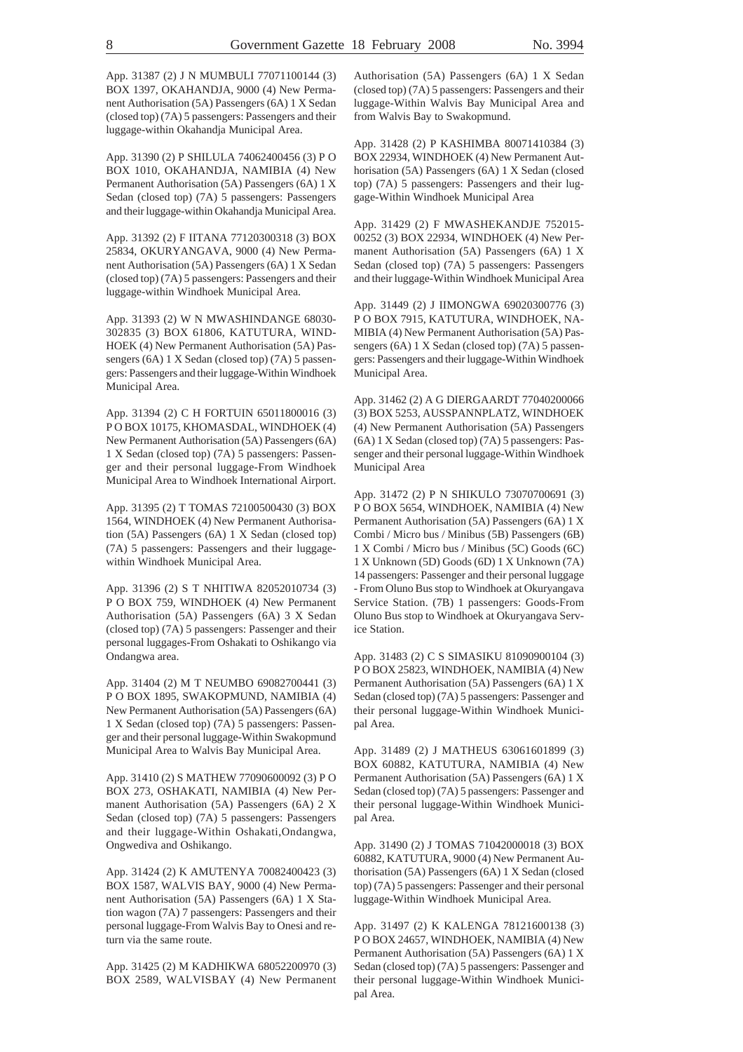App. 31387 (2) J N MUMBULI 77071100144 (3) BOX 1397, OKAHANDJA, 9000 (4) New Permanent Authorisation (5A) Passengers (6A) 1 X Sedan (closed top) (7A) 5 passengers: Passengers and their luggage-within Okahandja Municipal Area.

App. 31390 (2) P SHILULA 74062400456 (3) P O BOX 1010, OKAHANDJA, NAMIBIA (4) New Permanent Authorisation (5A) Passengers (6A) 1 X Sedan (closed top) (7A) 5 passengers: Passengers and their luggage-within Okahandja Municipal Area.

App. 31392 (2) F IITANA 77120300318 (3) BOX 25834, OKURYANGAVA, 9000 (4) New Permanent Authorisation (5A) Passengers (6A) 1 X Sedan (closed top) (7A) 5 passengers: Passengers and their luggage-within Windhoek Municipal Area.

App. 31393 (2) W N MWASHINDANGE 68030-302835 (3) BOX 61806, KATUTURA, WINDHOEK (4) New Permanent Authorisation (5A) Passengers (6A) 1 X Sedan (closed top) (7A) 5 passengers: Passengers and their luggage-Within Windhoek Municipal Area.

App. 31394 (2) C H FORTUIN 65011800016 (3) P O BOX 10175, KHOMASDAL, WINDHOEK (4) New Permanent Authorisation (5A) Passengers (6A) 1 X Sedan (closed top) (7A) 5 passengers: Passenger and their personal luggage-From Windhoek Municipal Area to Windhoek International Airport.

App. 31395 (2) T TOMAS 72100500430 (3) BOX 1564, WINDHOEK (4) New Permanent Authorisation (5A) Passengers (6A) 1 X Sedan (closed top) (7A) 5 passengers: Passengers and their luggage-within Windhoek Municipal Area.

App. 31396 (2) S T NHITIWA 82052010734 (3) P O BOX 759, WINDHOEK (4) New Permanent Authorisation (5A) Passengers (6A) 3 X Sedan (closed top) (7A) 5 passengers: Passenger and their personal luggages-From Oshakati to Oshikango via Ondangwa area.

App. 31404 (2) M T NEUMBO 69082700441 (3) P O BOX 1895, SWAKOPMUND, NAMIBIA (4) New Permanent Authorisation (5A) Passengers (6A) 1 X Sedan (closed top) (7A) 5 passengers: Passenger and their personal luggage-Within Swakopmund Municipal Area to Walvis Bay Municipal Area.

App. 31410 (2) S MATHEW 77090600092 (3) P O BOX 273, OSHAKATI, NAMIBIA (4) New Permanent Authorisation (5A) Passengers (6A) 2 X Sedan (closed top) (7A) 5 passengers: Passengers and their luggage-Within Oshakati,Ondangwa, Ongwediva and Oshikango.

App. 31424 (2) K AMUTENYA 70082400423 (3) BOX 1587, WALVIS BAY, 9000 (4) New Permanent Authorisation (5A) Passengers (6A) 1 X Station wagon (7A) 7 passengers: Passengers and their personal luggage-From Walvis Bay to Onesi and return via the same route.

App. 31425 (2) M KADHIKWA 68052200970 (3) BOX 2589, WALVISBAY (4) New Permanent Authorisation (5A) Passengers (6A) 1 X Sedan (closed top) (7A) 5 passengers: Passengers and their luggage-Within Walvis Bay Municipal Area and from Walvis Bay to Swakopmund.

App. 31428 (2) P KASHIMBA 80071410384 (3) BOX 22934, WINDHOEK (4) New Permanent Authorisation (5A) Passengers (6A) 1 X Sedan (closed top) (7A) 5 passengers: Passengers and their luggage-Within Windhoek Municipal Area

App. 31429 (2) F MWASHEKANDJE 752015-00252 (3) BOX 22934, WINDHOEK (4) New Permanent Authorisation (5A) Passengers (6A) 1 X Sedan (closed top) (7A) 5 passengers: Passengers and their luggage-Within Windhoek Municipal Area

App. 31449 (2) J IIMONGWA 69020300776 (3) P O BOX 7915, KATUTURA, WINDHOEK, NAMIBIA (4) New Permanent Authorisation (5A) Passengers (6A) 1 X Sedan (closed top) (7A) 5 passengers: Passengers and their luggage-Within Windhoek Municipal Area.

App. 31462 (2) A G DIERGAARDT 77040200066 (3) BOX 5253, AUSSPANNPLATZ, WINDHOEK (4) New Permanent Authorisation (5A) Passengers (6A) 1 X Sedan (closed top) (7A) 5 passengers: Passenger and their personal luggage-Within Windhoek Municipal Area

App. 31472 (2) P N SHIKULO 73070700691 (3) P O BOX 5654, WINDHOEK, NAMIBIA (4) New Permanent Authorisation (5A) Passengers (6A) 1 X Combi / Micro bus / Minibus (5B) Passengers (6B) 1 X Combi / Micro bus / Minibus (5C) Goods (6C) 1 X Unknown (5D) Goods (6D) 1 X Unknown (7A) 14 passengers: Passenger and their personal luggage - From Oluno Bus stop to Windhoek at Okuryangava Service Station. (7B) 1 passengers: Goods-From Oluno Bus stop to Windhoek at Okuryangava Service Station.

App. 31483 (2) C S SIMASIKU 81090900104 (3) P O BOX 25823, WINDHOEK, NAMIBIA (4) New Permanent Authorisation (5A) Passengers (6A) 1 X Sedan (closed top) (7A) 5 passengers: Passenger and their personal luggage-Within Windhoek Municipal Area.

App. 31489 (2) J MATHEUS 63061601899 (3) BOX 60882, KATUTURA, NAMIBIA (4) New Permanent Authorisation (5A) Passengers (6A) 1 X Sedan (closed top) (7A) 5 passengers: Passenger and their personal luggage-Within Windhoek Municipal Area.

App. 31490 (2) J TOMAS 71042000018 (3) BOX 60882, KATUTURA, 9000 (4) New Permanent Authorisation (5A) Passengers (6A) 1 X Sedan (closed top) (7A) 5 passengers: Passenger and their personal luggage-Within Windhoek Municipal Area.

App. 31497 (2) K KALENGA 78121600138 (3) P O BOX 24657, WINDHOEK, NAMIBIA (4) New Permanent Authorisation (5A) Passengers (6A) 1 X Sedan (closed top) (7A) 5 passengers: Passenger and their personal luggage-Within Windhoek Municipal Area.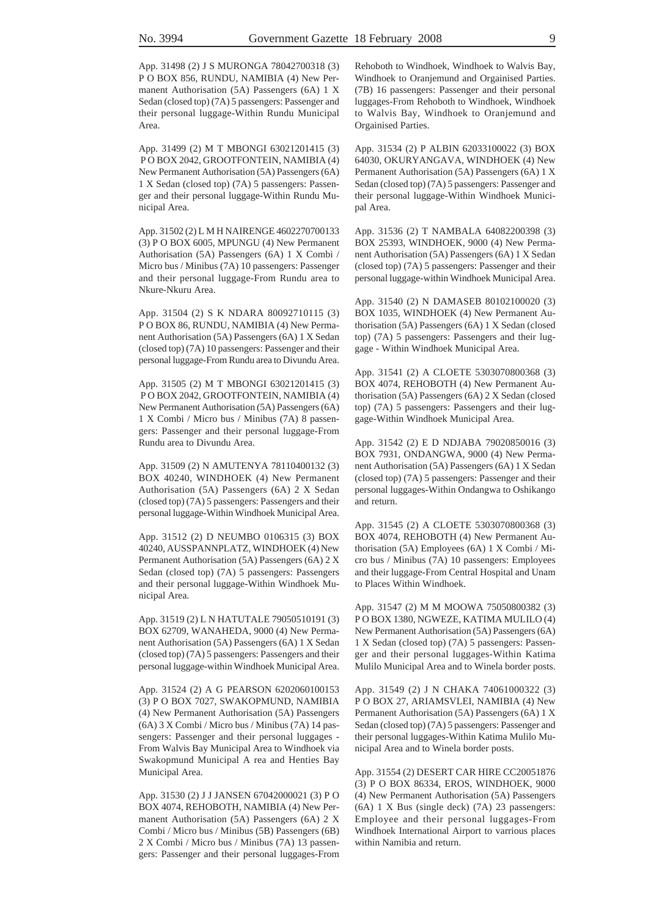App. 31498 (2) J S MURONGA 78042700318 (3) P O BOX 856, RUNDU, NAMIBIA (4) New Permanent Authorisation (5A) Passengers (6A) 1 X Sedan (closed top) (7A) 5 passengers: Passenger and their personal luggage-Within Rundu Municipal Area.

App. 31499 (2) M T MBONGI 63021201415 (3) P O BOX 2042, GROOTFONTEIN, NAMIBIA (4) New Permanent Authorisation (5A) Passengers (6A) 1 X Sedan (closed top) (7A) 5 passengers: Passenger and their personal luggage-Within Rundu Municipal Area.

App. 31502 (2) L M H NAIRENGE 4602270700133 (3) P O BOX 6005, MPUNGU (4) New Permanent Authorisation (5A) Passengers (6A) 1 X Combi / Micro bus / Minibus (7A) 10 passengers: Passenger and their personal luggage-From Rundu area to Nkure-Nkuru Area.

App. 31504 (2) S K NDARA 80092710115 (3) P O BOX 86, RUNDU, NAMIBIA (4) New Permanent Authorisation (5A) Passengers (6A) 1 X Sedan (closed top) (7A) 10 passengers: Passenger and their personal luggage-From Rundu area to Divundu Area.

App. 31505 (2) M T MBONGI 63021201415 (3) P O BOX 2042, GROOTFONTEIN, NAMIBIA (4) New Permanent Authorisation (5A) Passengers (6A) 1 X Combi / Micro bus / Minibus (7A) 8 passengers: Passenger and their personal luggage-From Rundu area to Divundu Area.

App. 31509 (2) N AMUTENYA 78110400132 (3) BOX 40240, WINDHOEK (4) New Permanent Authorisation (5A) Passengers (6A) 2 X Sedan (closed top) (7A) 5 passengers: Passengers and their personal luggage-Within Windhoek Municipal Area.

App. 31512 (2) D NEUMBO 0106315 (3) BOX 40240, AUSSPANNPLATZ, WINDHOEK (4) New Permanent Authorisation (5A) Passengers (6A) 2 X Sedan (closed top) (7A) 5 passengers: Passengers and their personal luggage-Within Windhoek Municipal Area.

App. 31519 (2) L N HATUTALE 79050510191 (3) BOX 62709, WANAHEDA, 9000 (4) New Permanent Authorisation (5A) Passengers (6A) 1 X Sedan (closed top) (7A) 5 passengers: Passengers and their personal luggage-within Windhoek Municipal Area.

App. 31524 (2) A G PEARSON 6202060100153 (3) P O BOX 7027, SWAKOPMUND, NAMIBIA (4) New Permanent Authorisation (5A) Passengers (6A) 3 X Combi / Micro bus / Minibus (7A) 14 passengers: Passenger and their personal luggages - From Walvis Bay Municipal Area to Windhoek via Swakopmund Municipal A rea and Henties Bay Municipal Area.

App. 31530 (2) J J JANSEN 67042000021 (3) P O BOX 4074, REHOBOTH, NAMIBIA (4) New Permanent Authorisation (5A) Passengers (6A) 2 X Combi / Micro bus / Minibus (5B) Passengers (6B) 2 X Combi / Micro bus / Minibus (7A) 13 passengers: Passenger and their personal luggages-From Rehoboth to Windhoek, Windhoek to Walvis Bay, Windhoek to Oranjemund and Orgainised Parties. (7B) 16 passengers: Passenger and their personal luggages-From Rehoboth to Windhoek, Windhoek to Walvis Bay, Windhoek to Oranjemund and Orgainised Parties.

App. 31534 (2) P ALBIN 62033100022 (3) BOX 64030, OKURYANGAVA, WINDHOEK (4) New Permanent Authorisation (5A) Passengers (6A) 1 X Sedan (closed top) (7A) 5 passengers: Passenger and their personal luggage-Within Windhoek Municipal Area.

App. 31536 (2) T NAMBALA 64082200398 (3) BOX 25393, WINDHOEK, 9000 (4) New Permanent Authorisation (5A) Passengers (6A) 1 X Sedan (closed top) (7A) 5 passengers: Passenger and their personal luggage-within Windhoek Municipal Area.

App. 31540 (2) N DAMASEB 80102100020 (3) BOX 1035, WINDHOEK (4) New Permanent Authorisation (5A) Passengers (6A) 1 X Sedan (closed top) (7A) 5 passengers: Passengers and their luggage - Within Windhoek Municipal Area.

App. 31541 (2) A CLOETE 5303070800368 (3) BOX 4074, REHOBOTH (4) New Permanent Authorisation (5A) Passengers (6A) 2 X Sedan (closed top) (7A) 5 passengers: Passengers and their luggage-Within Windhoek Municipal Area.

App. 31542 (2) E D NDJABA 79020850016 (3) BOX 7931, ONDANGWA, 9000 (4) New Permanent Authorisation (5A) Passengers (6A) 1 X Sedan (closed top) (7A) 5 passengers: Passenger and their personal luggages-Within Ondangwa to Oshikango and return.

App. 31545 (2) A CLOETE 5303070800368 (3) BOX 4074, REHOBOTH (4) New Permanent Authorisation (5A) Employees (6A) 1 X Combi / Micro bus / Minibus (7A) 10 passengers: Employees and their luggage-From Central Hospital and Unam to Places Within Windhoek.

App. 31547 (2) M M MOOWA 75050800382 (3) P O BOX 1380, NGWEZE, KATIMA MULILO (4) New Permanent Authorisation (5A) Passengers (6A) 1 X Sedan (closed top) (7A) 5 passengers: Passenger and their personal luggages-Within Katima Mulilo Municipal Area and to Winela border posts.

App. 31549 (2) J N CHAKA 74061000322 (3) P O BOX 27, ARIAMSVLEI, NAMIBIA (4) New Permanent Authorisation (5A) Passengers (6A) 1 X Sedan (closed top) (7A) 5 passengers: Passenger and their personal luggages-Within Katima Mulilo Municipal Area and to Winela border posts.

App. 31554 (2) DESERT CAR HIRE CC20051876 (3) P O BOX 86334, EROS, WINDHOEK, 9000 (4) New Permanent Authorisation (5A) Passengers (6A) 1 X Bus (single deck) (7A) 23 passengers: Employee and their personal luggages-From Windhoek International Airport to varrious places within Namibia and return.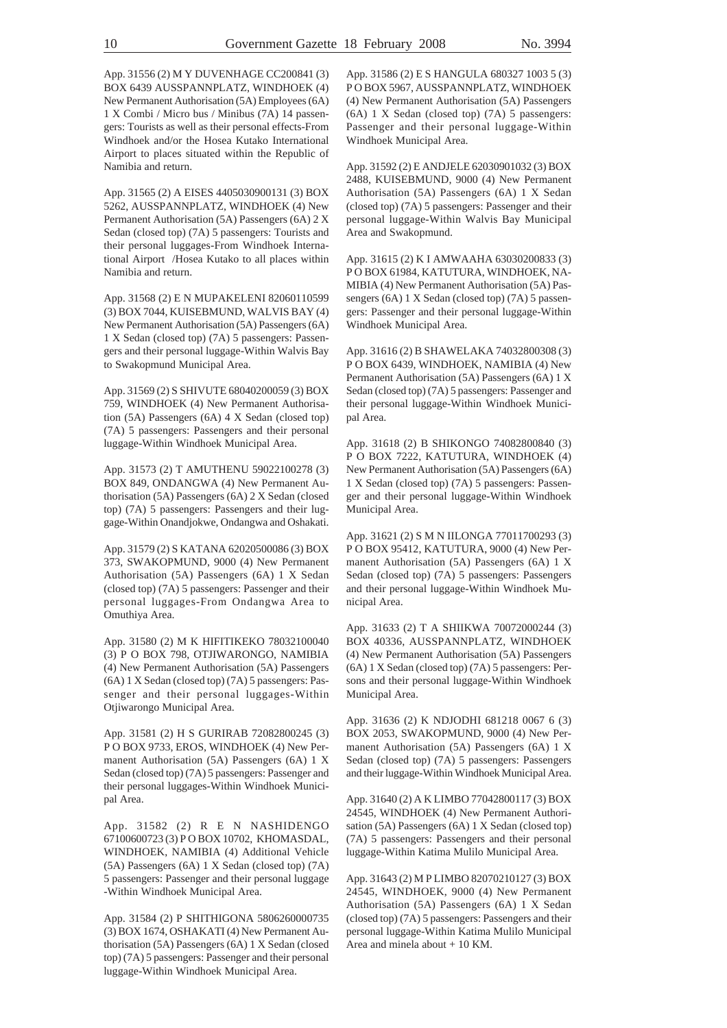App. 31556 (2) M Y DUVENHAGE CC200841 (3) BOX 6439 AUSSPANNPLATZ, WINDHOEK (4) New Permanent Authorisation (5A) Employees (6A) 1 X Combi / Micro bus / Minibus (7A) 14 passengers: Tourists as well as their personal effects-From Windhoek and/or the Hosea Kutako International Airport to places situated within the Republic of Namibia and return.

App. 31565 (2) A EISES 4405030900131 (3) BOX 5262, AUSSPANNPLATZ, WINDHOEK (4) New Permanent Authorisation (5A) Passengers (6A) 2 X Sedan (closed top) (7A) 5 passengers: Tourists and their personal luggages-From Windhoek International Airport /Hosea Kutako to all places within Namibia and return.

App. 31568 (2) E N MUPAKELENI 82060110599 (3) BOX 7044, KUISEBMUND, WALVIS BAY (4) New Permanent Authorisation (5A) Passengers (6A) 1 X Sedan (closed top) (7A) 5 passengers: Passengers and their personal luggage-Within Walvis Bay to Swakopmund Municipal Area.

App. 31569 (2) S SHIVUTE 68040200059 (3) BOX 759, WINDHOEK (4) New Permanent Authorisation (5A) Passengers (6A) 4 X Sedan (closed top) (7A) 5 passengers: Passengers and their personal luggage-Within Windhoek Municipal Area.

App. 31573 (2) T AMUTHENU 59022100278 (3) BOX 849, ONDANGWA (4) New Permanent Authorisation (5A) Passengers (6A) 2 X Sedan (closed top) (7A) 5 passengers: Passengers and their luggage-Within Onandjokwe, Ondangwa and Oshakati.

App. 31579 (2) S KATANA 62020500086 (3) BOX 373, SWAKOPMUND, 9000 (4) New Permanent Authorisation (5A) Passengers (6A) 1 X Sedan (closed top) (7A) 5 passengers: Passenger and their personal luggages-From Ondangwa Area to Omuthiya Area.

App. 31580 (2) M K HIFITIKEKO 78032100040 (3) P O BOX 798, OTJIWARONGO, NAMIBIA (4) New Permanent Authorisation (5A) Passengers (6A) 1 X Sedan (closed top) (7A) 5 passengers: Passenger and their personal luggages-Within Otjiwarongo Municipal Area.

App. 31581 (2) H S GURIRAB 72082800245 (3) P O BOX 9733, EROS, WINDHOEK (4) New Permanent Authorisation (5A) Passengers (6A) 1 X Sedan (closed top) (7A) 5 passengers: Passenger and their personal luggages-Within Windhoek Municipal Area.

App. 31582 (2) R E N NASHIDENGO 67100600723 (3) P O BOX 10702, KHOMASDAL, WINDHOEK, NAMIBIA (4) Additional Vehicle (5A) Passengers (6A) 1 X Sedan (closed top) (7A) 5 passengers: Passenger and their personal luggage -Within Windhoek Municipal Area.

App. 31584 (2) P SHITHIGONA 5806260000735 (3) BOX 1674, OSHAKATI (4) New Permanent Authorisation (5A) Passengers (6A) 1 X Sedan (closed top) (7A) 5 passengers: Passenger and their personal luggage-Within Windhoek Municipal Area.

App. 31586 (2) E S HANGULA 680327 1003 5 (3) P O BOX 5967, AUSSPANNPLATZ, WINDHOEK (4) New Permanent Authorisation (5A) Passengers (6A) 1 X Sedan (closed top) (7A) 5 passengers: Passenger and their personal luggage-Within Windhoek Municipal Area.

App. 31592 (2) E ANDJELE 62030901032 (3) BOX 2488, KUISEBMUND, 9000 (4) New Permanent Authorisation (5A) Passengers (6A) 1 X Sedan (closed top) (7A) 5 passengers: Passenger and their personal luggage-Within Walvis Bay Municipal Area and Swakopmund.

App. 31615 (2) K I AMWAAHA 63030200833 (3) P O BOX 61984, KATUTURA, WINDHOEK, NAMIBIA (4) New Permanent Authorisation (5A) Passengers (6A) 1 X Sedan (closed top) (7A) 5 passengers: Passenger and their personal luggage-Within Windhoek Municipal Area.

App. 31616 (2) B SHAWELAKA 74032800308 (3) P O BOX 6439, WINDHOEK, NAMIBIA (4) New Permanent Authorisation (5A) Passengers (6A) 1 X Sedan (closed top) (7A) 5 passengers: Passenger and their personal luggage-Within Windhoek Municipal Area.

App. 31618 (2) B SHIKONGO 74082800840 (3) P O BOX 7222, KATUTURA, WINDHOEK (4) New Permanent Authorisation (5A) Passengers (6A) 1 X Sedan (closed top) (7A) 5 passengers: Passenger and their personal luggage-Within Windhoek Municipal Area.

App. 31621 (2) S M N IILONGA 77011700293 (3) P O BOX 95412, KATUTURA, 9000 (4) New Permanent Authorisation (5A) Passengers (6A) 1 X Sedan (closed top) (7A) 5 passengers: Passengers and their personal luggage-Within Windhoek Municipal Area.

App. 31633 (2) T A SHIIKWA 70072000244 (3) BOX 40336, AUSSPANNPLATZ, WINDHOEK (4) New Permanent Authorisation (5A) Passengers (6A) 1 X Sedan (closed top) (7A) 5 passengers: Persons and their personal luggage-Within Windhoek Municipal Area.

App. 31636 (2) K NDJODHI 681218 0067 6 (3) BOX 2053, SWAKOPMUND, 9000 (4) New Permanent Authorisation (5A) Passengers (6A) 1 X Sedan (closed top) (7A) 5 passengers: Passengers and their luggage-Within Windhoek Municipal Area.

App. 31640 (2) A K LIMBO 77042800117 (3) BOX 24545, WINDHOEK (4) New Permanent Authorisation (5A) Passengers (6A) 1 X Sedan (closed top) (7A) 5 passengers: Passengers and their personal luggage-Within Katima Mulilo Municipal Area.

App. 31643 (2) M P LIMBO 82070210127 (3) BOX 24545, WINDHOEK, 9000 (4) New Permanent Authorisation (5A) Passengers (6A) 1 X Sedan (closed top) (7A) 5 passengers: Passengers and their personal luggage-Within Katima Mulilo Municipal Area and minela about + 10 KM.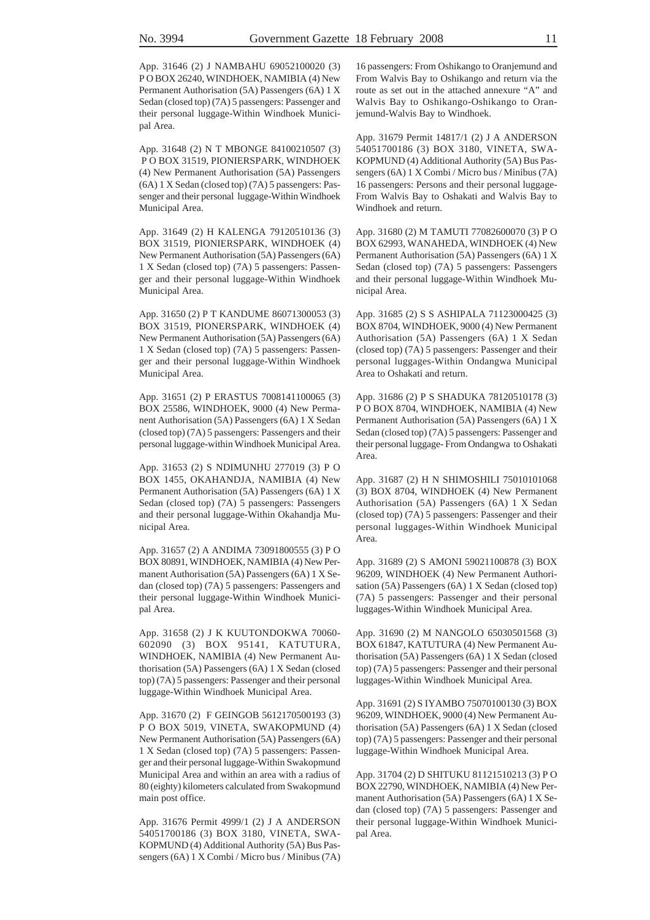App. 31646 (2) J NAMBAHU 69052100020 (3) P O BOX 26240, WINDHOEK, NAMIBIA (4) New Permanent Authorisation (5A) Passengers (6A) 1 X Sedan (closed top) (7A) 5 passengers: Passenger and their personal luggage-Within Windhoek Municipal Area.

App. 31648 (2) N T MBONGE 84100210507 (3) P O BOX 31519, PIONIERSPARK, WINDHOEK (4) New Permanent Authorisation (5A) Passengers (6A) 1 X Sedan (closed top) (7A) 5 passengers: Passenger and their personal luggage-Within Windhoek Municipal Area.

App. 31649 (2) H KALENGA 79120510136 (3) BOX 31519, PIONIERSPARK, WINDHOEK (4) New Permanent Authorisation (5A) Passengers (6A) 1 X Sedan (closed top) (7A) 5 passengers: Passenger and their personal luggage-Within Windhoek Municipal Area.

App. 31650 (2) P T KANDUME 86071300053 (3) BOX 31519, PIONERSPARK, WINDHOEK (4) New Permanent Authorisation (5A) Passengers (6A) 1 X Sedan (closed top) (7A) 5 passengers: Passenger and their personal luggage-Within Windhoek Municipal Area.

App. 31651 (2) P ERASTUS 7008141100065 (3) BOX 25586, WINDHOEK, 9000 (4) New Permanent Authorisation (5A) Passengers (6A) 1 X Sedan (closed top) (7A) 5 passengers: Passengers and their personal luggage-within Windhoek Municipal Area.

App. 31653 (2) S NDIMUNHU 277019 (3) P O BOX 1455, OKAHANDJA, NAMIBIA (4) New Permanent Authorisation (5A) Passengers (6A) 1 X Sedan (closed top) (7A) 5 passengers: Passengers and their personal luggage-Within Okahandja Municipal Area.

App. 31657 (2) A ANDIMA 73091800555 (3) P O BOX 80891, WINDHOEK, NAMIBIA (4) New Permanent Authorisation (5A) Passengers (6A) 1 X Sedan (closed top) (7A) 5 passengers: Passengers and their personal luggage-Within Windhoek Municipal Area.

App. 31658 (2) J K KUUTONDOKWA 70060-602090 (3) BOX 95141, KATUTURA, WINDHOEK, NAMIBIA (4) New Permanent Authorisation (5A) Passengers (6A) 1 X Sedan (closed top) (7A) 5 passengers: Passenger and their personal luggage-Within Windhoek Municipal Area.

App. 31670 (2) F GEINGOB 5612170500193 (3) P O BOX 5019, VINETA, SWAKOPMUND (4) New Permanent Authorisation (5A) Passengers (6A) 1 X Sedan (closed top) (7A) 5 passengers: Passenger and their personal luggage-Within Swakopmund Municipal Area and within an area with a radius of 80 (eighty) kilometers calculated from Swakopmund main post office.

App. 31676 Permit 4999/1 (2) J A ANDERSON 54051700186 (3) BOX 3180, VINETA, SWAKOPMUND (4) Additional Authority (5A) Bus Passengers (6A) 1 X Combi / Micro bus / Minibus (7A) 16 passengers: From Oshikango to Oranjemund and From Walvis Bay to Oshikango and return via the route as set out in the attached annexure "A" and Walvis Bay to Oshikango-Oshikango to Oranjemund-Walvis Bay to Windhoek.

App. 31679 Permit 14817/1 (2) J A ANDERSON 54051700186 (3) BOX 3180, VINETA, SWAKOPMUND (4) Additional Authority (5A) Bus Passengers (6A) 1 X Combi / Micro bus / Minibus (7A) 16 passengers: Persons and their personal luggage-From Walvis Bay to Oshakati and Walvis Bay to Windhoek and return.

App. 31680 (2) M TAMUTI 77082600070 (3) P O BOX 62993, WANAHEDA, WINDHOEK (4) New Permanent Authorisation (5A) Passengers (6A) 1 X Sedan (closed top) (7A) 5 passengers: Passengers and their personal luggage-Within Windhoek Municipal Area.

App. 31685 (2) S S ASHIPALA 71123000425 (3) BOX 8704, WINDHOEK, 9000 (4) New Permanent Authorisation (5A) Passengers (6A) 1 X Sedan (closed top) (7A) 5 passengers: Passenger and their personal luggages-Within Ondangwa Municipal Area to Oshakati and return.

App. 31686 (2) P S SHADUKA 78120510178 (3) P O BOX 8704, WINDHOEK, NAMIBIA (4) New Permanent Authorisation (5A) Passengers (6A) 1 X Sedan (closed top) (7A) 5 passengers: Passenger and their personal luggage- From Ondangwa to Oshakati Area.

App. 31687 (2) H N SHIMOSHILI 75010101068 (3) BOX 8704, WINDHOEK (4) New Permanent Authorisation (5A) Passengers (6A) 1 X Sedan (closed top) (7A) 5 passengers: Passenger and their personal luggages-Within Windhoek Municipal Area.

App. 31689 (2) S AMONI 59021100878 (3) BOX 96209, WINDHOEK (4) New Permanent Authorisation (5A) Passengers (6A) 1 X Sedan (closed top) (7A) 5 passengers: Passenger and their personal luggages-Within Windhoek Municipal Area.

App. 31690 (2) M NANGOLO 65030501568 (3) BOX 61847, KATUTURA (4) New Permanent Authorisation (5A) Passengers (6A) 1 X Sedan (closed top) (7A) 5 passengers: Passenger and their personal luggages-Within Windhoek Municipal Area.

App. 31691 (2) S IYAMBO 75070100130 (3) BOX 96209, WINDHOEK, 9000 (4) New Permanent Authorisation (5A) Passengers (6A) 1 X Sedan (closed top) (7A) 5 passengers: Passenger and their personal luggage-Within Windhoek Municipal Area.

App. 31704 (2) D SHITUKU 81121510213 (3) P O BOX 22790, WINDHOEK, NAMIBIA (4) New Permanent Authorisation (5A) Passengers (6A) 1 X Sedan (closed top) (7A) 5 passengers: Passenger and their personal luggage-Within Windhoek Municipal Area.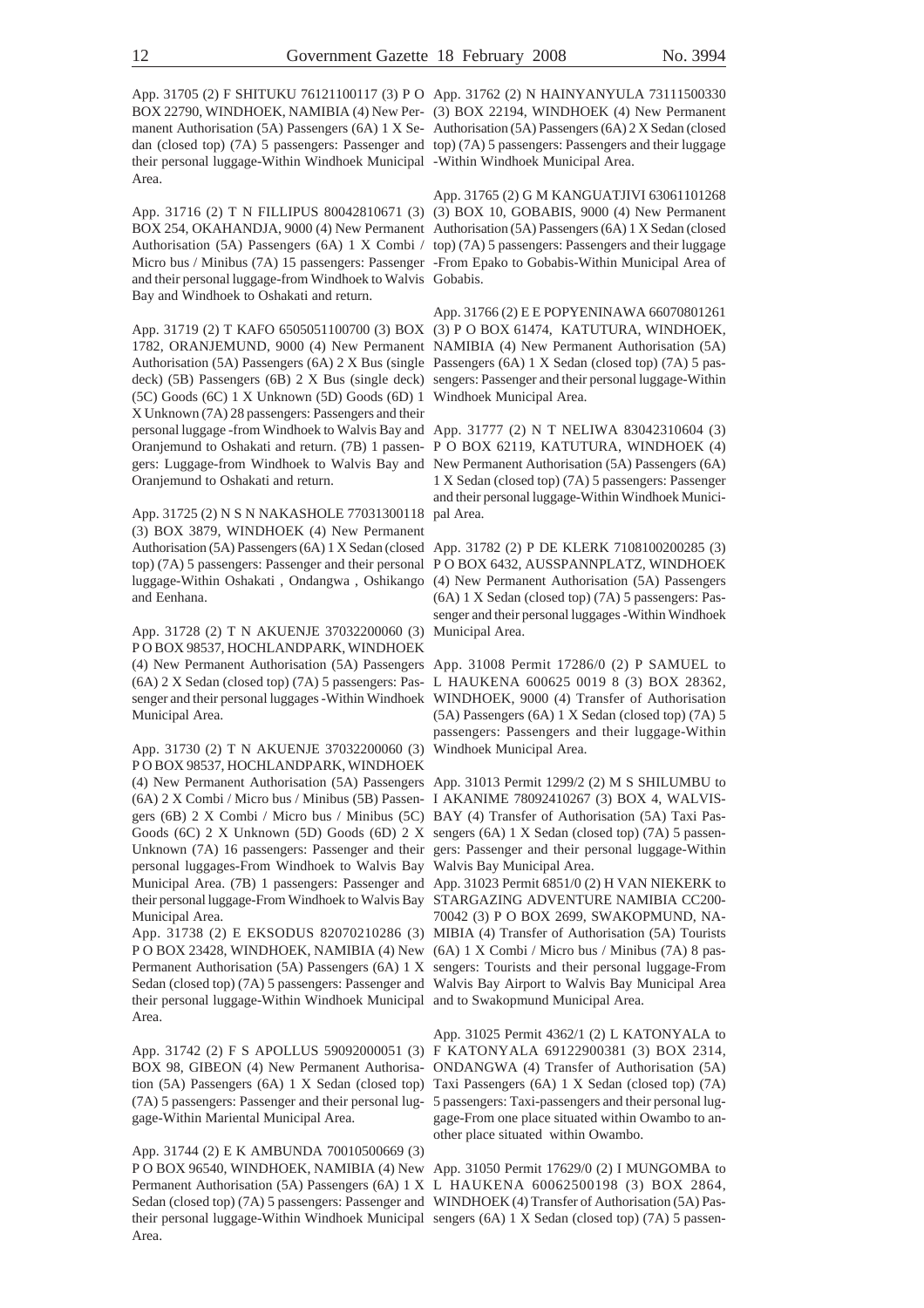App. 31705 (2) F SHITUKU 76121100117 (3) P O BOX 22790, WINDHOEK, NAMIBIA (4) New Permanent Authorisation (5A) Passengers (6A) 1 X Sedan (closed top) (7A) 5 passengers: Passenger and their personal luggage-Within Windhoek Municipal Area.

App. 31716 (2) T N FILLIPUS 80042810671 (3) BOX 254, OKAHANDJA, 9000 (4) New Permanent Authorisation (5A) Passengers (6A) 1 X Combi / Micro bus / Minibus (7A) 15 passengers: Passenger and their personal luggage-from Windhoek to Walvis Bay and Windhoek to Oshakati and return.

App. 31719 (2) T KAFO 6505051100700 (3) BOX 1782, ORANJEMUND, 9000 (4) New Permanent Authorisation (5A) Passengers (6A) 2 X Bus (single deck) (5B) Passengers (6B) 2 X Bus (single deck) (5C) Goods (6C) 1 X Unknown (5D) Goods (6D) 1 X Unknown (7A) 28 passengers: Passengers and their personal luggage -from Windhoek to Walvis Bay and Oranjemund to Oshakati and return. (7B) 1 passengers: Luggage-from Windhoek to Walvis Bay and Oranjemund to Oshakati and return.

App. 31725 (2) N S N NAKASHOLE 77031300118 (3) BOX 3879, WINDHOEK (4) New Permanent Authorisation (5A) Passengers (6A) 1 X Sedan (closed top) (7A) 5 passengers: Passenger and their personal luggage-Within Oshakati , Ondangwa , Oshikango and Eenhana.

App. 31728 (2) T N AKUENJE 37032200060 (3) P O BOX 98537, HOCHLANDPARK, WINDHOEK (4) New Permanent Authorisation (5A) Passengers (6A) 2 X Sedan (closed top) (7A) 5 passengers: Passenger and their personal luggages -Within Windhoek Municipal Area.

App. 31730 (2) T N AKUENJE 37032200060 (3) P O BOX 98537, HOCHLANDPARK, WINDHOEK (4) New Permanent Authorisation (5A) Passengers (6A) 2 X Combi / Micro bus / Minibus (5B) Passengers (6B) 2 X Combi / Micro bus / Minibus (5C) Goods (6C) 2 X Unknown (5D) Goods (6D) 2 X Unknown (7A) 16 passengers: Passenger and their personal luggages-From Windhoek to Walvis Bay Municipal Area. (7B) 1 passengers: Passenger and their personal luggage-From Windhoek to Walvis Bay Municipal Area.

App. 31738 (2) E EKSODUS 82070210286 (3) P O BOX 23428, WINDHOEK, NAMIBIA (4) New Permanent Authorisation (5A) Passengers (6A) 1 X Sedan (closed top) (7A) 5 passengers: Passenger and their personal luggage-Within Windhoek Municipal Area.

App. 31742 (2) F S APOLLUS 59092000051 (3) BOX 98, GIBEON (4) New Permanent Authorisation (5A) Passengers (6A) 1 X Sedan (closed top) (7A) 5 passengers: Passenger and their personal luggage-Within Mariental Municipal Area.

App. 31744 (2) E K AMBUNDA 70010500669 (3) P O BOX 96540, WINDHOEK, NAMIBIA (4) New Permanent Authorisation (5A) Passengers (6A) 1 X Sedan (closed top) (7A) 5 passengers: Passenger and their personal luggage-Within Windhoek Municipal Area.

App. 31762 (2) N HAINYANYULA 73111500330 (3) BOX 22194, WINDHOEK (4) New Permanent Authorisation (5A) Passengers (6A) 2 X Sedan (closed top) (7A) 5 passengers: Passengers and their luggage -Within Windhoek Municipal Area.

App. 31765 (2) G M KANGUATJIVI 63061101268 (3) BOX 10, GOBABIS, 9000 (4) New Permanent Authorisation (5A) Passengers (6A) 1 X Sedan (closed top) (7A) 5 passengers: Passengers and their luggage -From Epako to Gobabis-Within Municipal Area of Gobabis.

App. 31766 (2) E E POPYENINAWA 66070801261 (3) P O BOX 61474, KATUTURA, WINDHOEK, NAMIBIA (4) New Permanent Authorisation (5A) Passengers (6A) 1 X Sedan (closed top) (7A) 5 passengers: Passenger and their personal luggage-Within Windhoek Municipal Area.

App. 31777 (2) N T NELIWA 83042310604 (3) P O BOX 62119, KATUTURA, WINDHOEK (4) New Permanent Authorisation (5A) Passengers (6A) 1 X Sedan (closed top) (7A) 5 passengers: Passenger and their personal luggage-Within Windhoek Municipal Area.

App. 31782 (2) P DE KLERK 7108100200285 (3) P O BOX 6432, AUSSPANNPLATZ, WINDHOEK (4) New Permanent Authorisation (5A) Passengers (6A) 1 X Sedan (closed top) (7A) 5 passengers: Passenger and their personal luggages -Within Windhoek Municipal Area.

App. 31008 Permit 17286/0 (2) P SAMUEL to L HAUKENA 600625 0019 8 (3) BOX 28362, WINDHOEK, 9000 (4) Transfer of Authorisation (5A) Passengers (6A) 1 X Sedan (closed top) (7A) 5 passengers: Passengers and their luggage-Within Windhoek Municipal Area.

App. 31013 Permit 1299/2 (2) M S SHILUMBU to I AKANIME 78092410267 (3) BOX 4, WALVISBAY (4) Transfer of Authorisation (5A) Taxi Passengers (6A) 1 X Sedan (closed top) (7A) 5 passengers: Passenger and their personal luggage-Within Walvis Bay Municipal Area.

App. 31023 Permit 6851/0 (2) H VAN NIEKERK to STARGAZING ADVENTURE NAMIBIA CC20070042 (3) P O BOX 2699, SWAKOPMUND, NAMIBIA (4) Transfer of Authorisation (5A) Tourists (6A) 1 X Combi / Micro bus / Minibus (7A) 8 passengers: Tourists and their personal luggage-From Walvis Bay Airport to Walvis Bay Municipal Area and to Swakopmund Municipal Area.

App. 31025 Permit 4362/1 (2) L KATONYALA to F KATONYALA 69122900381 (3) BOX 2314, ONDANGWA (4) Transfer of Authorisation (5A) Taxi Passengers (6A) 1 X Sedan (closed top) (7A) 5 passengers: Taxi-passengers and their personal luggage-From one place situated within Owambo to another place situated within Owambo.

App. 31050 Permit 17629/0 (2) I MUNGOMBA to L HAUKENA 60062500198 (3) BOX 2864, WINDHOEK (4) Transfer of Authorisation (5A) Passengers (6A) 1 X Sedan (closed top) (7A) 5 passen-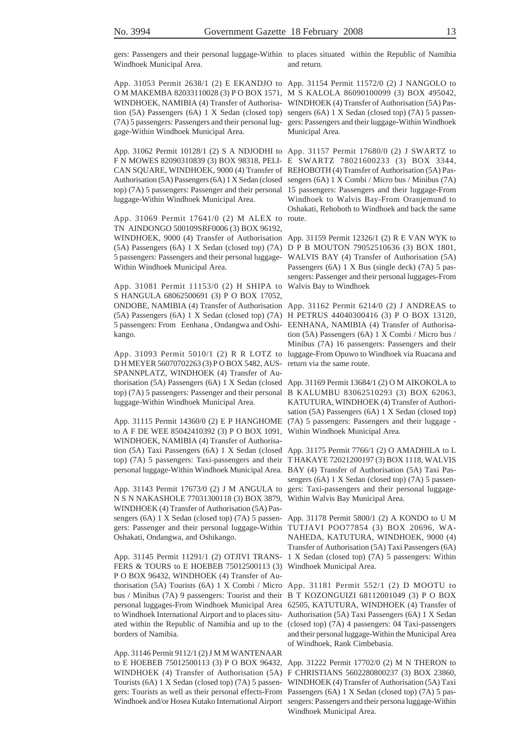gers: Passengers and their personal luggage-Within Windhoek Municipal Area.

App. 31053 Permit 2638/1 (2) E EKANDJO to O M MAKEMBA 82033110028 (3) P O BOX 1571, WINDHOEK, NAMIBIA (4) Transfer of Authorisation (5A) Passengers (6A) 1 X Sedan (closed top) (7A) 5 passengers: Passengers and their personal luggage-Within Windhoek Municipal Area.

App. 31062 Permit 10128/1 (2) S A NDJODHI to F N MOWES 82090310839 (3) BOX 98318, PELICAN SQUARE, WINDHOEK, 9000 (4) Transfer of Authorisation (5A) Passengers (6A) 1 X Sedan (closed top) (7A) 5 passengers: Passenger and their personal luggage-Within Windhoek Municipal Area.

App. 31069 Permit 17641/0 (2) M ALEX to TN AINDONGO 500109SRF0006 (3) BOX 96192, WINDHOEK, 9000 (4) Transfer of Authorisation (5A) Passengers (6A) 1 X Sedan (closed top) (7A) 5 passengers: Passengers and their personal luggage-Within Windhoek Municipal Area.

App. 31081 Permit 11153/0 (2) H SHIPA to S HANGULA 68062500691 (3) P O BOX 17052, ONDOBE, NAMIBIA (4) Transfer of Authorisation (5A) Passengers (6A) 1 X Sedan (closed top) (7A) 5 passengers: From Eenhana , Ondangwa and Oshikango.

App. 31093 Permit 5010/1 (2) R R LOTZ to D H MEYER 56070702263 (3) P O BOX 5482, AUSSPANNPLATZ, WINDHOEK (4) Transfer of Authorisation (5A) Passengers (6A) 1 X Sedan (closed top) (7A) 5 passengers: Passenger and their personal luggage-Within Windhoek Municipal Area.

App. 31115 Permit 14360/0 (2) E P HANGHOME to A F DE WEE 85042410392 (3) P O BOX 1091, WINDHOEK, NAMIBIA (4) Transfer of Authorisation (5A) Taxi Passengers (6A) 1 X Sedan (closed top) (7A) 5 passengers: Taxi-passengers and their personal luggage-Within Windhoek Municipal Area.

App. 31143 Permit 17673/0 (2) J M ANGULA to N S N NAKASHOLE 77031300118 (3) BOX 3879, WINDHOEK (4) Transfer of Authorisation (5A) Passengers (6A) 1 X Sedan (closed top) (7A) 5 passengers: Passenger and their personal luggage-Within Oshakati, Ondangwa, and Oshikango.

App. 31145 Permit 11291/1 (2) OTJIVI TRANSFERS & TOURS to E HOEBEB 75012500113 (3) P O BOX 96432, WINDHOEK (4) Transfer of Authorisation (5A) Tourists (6A) 1 X Combi / Micro bus / Minibus (7A) 9 passengers: Tourist and their personal luggages-From Windhoek Municipal Area to Windhoek International Airport and to places situated within the Republic of Namibia and up to the borders of Namibia.

App. 31146 Permit 9112/1 (2) J M M WANTENAAR to E HOEBEB 75012500113 (3) P O BOX 96432, WINDHOEK (4) Transfer of Authorisation (5A) Tourists (6A) 1 X Sedan (closed top) (7A) 5 passengers: Tourists as well as their personal effects-From Windhoek and/or Hosea Kutako International Airport to places situated within the Republic of Namibia and return.

App. 31154 Permit 11572/0 (2) J NANGOLO to M S KALOLA 86090100099 (3) BOX 495042, WINDHOEK (4) Transfer of Authorisation (5A) Passengers (6A) 1 X Sedan (closed top) (7A) 5 passengers: Passengers and their luggage-Within Windhoek Municipal Area.

App. 31157 Permit 17680/0 (2) J SWARTZ to E SWARTZ 78021600233 (3) BOX 3344, REHOBOTH (4) Transfer of Authorisation (5A) Passengers (6A) 1 X Combi / Micro bus / Minibus (7A) 15 passengers: Passengers and their luggage-From Windhoek to Walvis Bay-From Oranjemund to Oshakati, Rehoboth to Windhoek and back the same route.

App. 31159 Permit 12326/1 (2) R E VAN WYK to D P B MOUTON 79052510636 (3) BOX 1801, WALVIS BAY (4) Transfer of Authorisation (5A) Passengers (6A) 1 X Bus (single deck) (7A) 5 passengers: Passenger and their personal luggages-From Walvis Bay to Windhoek

App. 31162 Permit 6214/0 (2) J ANDREAS to H PETRUS 44040300416 (3) P O BOX 13120, EENHANA, NAMIBIA (4) Transfer of Authorisation (5A) Passengers (6A) 1 X Combi / Micro bus / Minibus (7A) 16 passengers: Passengers and their luggage-From Opuwo to Windhoek via Ruacana and return via the same route.

App. 31169 Permit 13684/1 (2) O M AIKOKOLA to B KALUMBU 83062510293 (3) BOX 62063, KATUTURA, WINDHOEK (4) Transfer of Authorisation (5A) Passengers (6A) 1 X Sedan (closed top) (7A) 5 passengers: Passengers and their luggage - Within Windhoek Municipal Area.

App. 31175 Permit 7766/1 (2) O AMADHILA to L T HAKAYE 72021200197 (3) BOX 1118, WALVIS BAY (4) Transfer of Authorisation (5A) Taxi Passengers (6A) 1 X Sedan (closed top) (7A) 5 passengers: Taxi-passengers and their personal luggage-Within Walvis Bay Municipal Area.

App. 31178 Permit 5800/1 (2) A KONDO to U M TUTJAVI POO77854 (3) BOX 20696, WANAHEDA, KATUTURA, WINDHOEK, 9000 (4) Transfer of Authorisation (5A) Taxi Passengers (6A) 1 X Sedan (closed top) (7A) 5 passengers: Within Windhoek Municipal Area.

App. 31181 Permit 552/1 (2) D MOOTU to B T KOZONGUIZI 68112001049 (3) P O BOX 62505, KATUTURA, WINDHOEK (4) Transfer of Authorisation (5A) Taxi Passengers (6A) 1 X Sedan (closed top) (7A) 4 passengers: 04 Taxi-passengers and their personal luggage-Within the Municipal Area of Windhoek, Rank Cimbebasia.

App. 31222 Permit 17702/0 (2) M N THERON to F CHRISTIANS 5602280800237 (3) BOX 23860, WINDHOEK (4) Transfer of Authorisation (5A) Taxi Passengers (6A) 1 X Sedan (closed top) (7A) 5 passengers: Passengers and their persona luggage-Within Windhoek Municipal Area.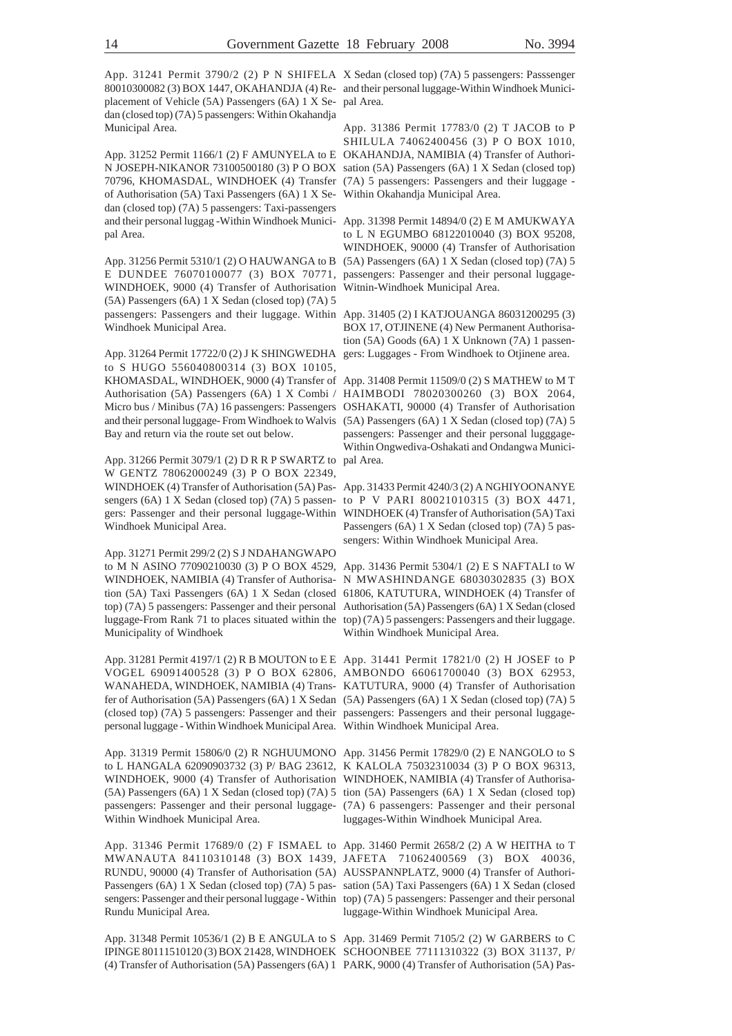App. 31241 Permit 3790/2 (2) P N SHIFELA 80010300082 (3) BOX 1447, OKAHANDJA (4) Replacement of Vehicle (5A) Passengers (6A) 1 X Sedan (closed top) (7A) 5 passengers: Within Okahandja Municipal Area.

App. 31252 Permit 1166/1 (2) F AMUNYELA to E N JOSEPH-NIKANOR 73100500180 (3) P O BOX 70796, KHOMASDAL, WINDHOEK (4) Transfer of Authorisation (5A) Taxi Passengers (6A) 1 X Sedan (closed top) (7A) 5 passengers: Taxi-passengers and their personal luggag -Within Windhoek Municipal Area.

App. 31256 Permit 5310/1 (2) O HAUWANGA to B E DUNDEE 76070100077 (3) BOX 70771, WINDHOEK, 9000 (4) Transfer of Authorisation (5A) Passengers (6A) 1 X Sedan (closed top) (7A) 5 passengers: Passengers and their luggage. Within Windhoek Municipal Area.

App. 31264 Permit 17722/0 (2) J K SHINGWEDHA to S HUGO 556040800314 (3) BOX 10105, KHOMASDAL, WINDHOEK, 9000 (4) Transfer of Authorisation (5A) Passengers (6A) 1 X Combi / Micro bus / Minibus (7A) 16 passengers: Passengers and their personal luggage- From Windhoek to Walvis Bay and return via the route set out below.

App. 31266 Permit 3079/1 (2) D R R P SWARTZ to W GENTZ 78062000249 (3) P O BOX 22349, WINDHOEK (4) Transfer of Authorisation (5A) Passengers (6A) 1 X Sedan (closed top) (7A) 5 passengers: Passenger and their personal luggage-Within Windhoek Municipal Area.

App. 31271 Permit 299/2 (2) S J NDAHANGWAPO to M N ASINO 77090210030 (3) P O BOX 4529, WINDHOEK, NAMIBIA (4) Transfer of Authorisation (5A) Taxi Passengers (6A) 1 X Sedan (closed top) (7A) 5 passengers: Passenger and their personal luggage-From Rank 71 to places situated within the Municipality of Windhoek

App. 31281 Permit 4197/1 (2) R B MOUTON to E E VOGEL 69091400528 (3) P O BOX 62806, WANAHEDA, WINDHOEK, NAMIBIA (4) Transfer of Authorisation (5A) Passengers (6A) 1 X Sedan (closed top) (7A) 5 passengers: Passenger and their personal luggage - Within Windhoek Municipal Area.

App. 31319 Permit 15806/0 (2) R NGHUUMONO to L HANGALA 62090903732 (3) P/ BAG 23612, WINDHOEK, 9000 (4) Transfer of Authorisation (5A) Passengers (6A) 1 X Sedan (closed top) (7A) 5 passengers: Passenger and their personal luggage-Within Windhoek Municipal Area.

App. 31346 Permit 17689/0 (2) F ISMAEL to MWANAUTA 84110310148 (3) BOX 1439, RUNDU, 90000 (4) Transfer of Authorisation (5A) Passengers (6A) 1 X Sedan (closed top) (7A) 5 passengers: Passenger and their personal luggage - Within Rundu Municipal Area.

App. 31348 Permit 10536/1 (2) B E ANGULA to S IPINGE 80111510120 (3) BOX 21428, WINDHOEK (4) Transfer of Authorisation (5A) Passengers (6A) 1 X Sedan (closed top) (7A) 5 passengers: Passsenger and their personal luggage-Within Windhoek Municipal Area.

App. 31386 Permit 17783/0 (2) T JACOB to P SHILULA 74062400456 (3) P O BOX 1010, OKAHANDJA, NAMIBIA (4) Transfer of Authorisation (5A) Passengers (6A) 1 X Sedan (closed top) (7A) 5 passengers: Passengers and their luggage - Within Okahandja Municipal Area.

App. 31398 Permit 14894/0 (2) E M AMUKWAYA to L N EGUMBO 68122010040 (3) BOX 95208, WINDHOEK, 90000 (4) Transfer of Authorisation (5A) Passengers (6A) 1 X Sedan (closed top) (7A) 5 passengers: Passenger and their personal luggage-Witnin-Windhoek Municipal Area.

App. 31405 (2) I KATJOUANGA 86031200295 (3) BOX 17, OTJINENE (4) New Permanent Authorisation (5A) Goods (6A) 1 X Unknown (7A) 1 passengers: Luggages - From Windhoek to Otjinene area.

App. 31408 Permit 11509/0 (2) S MATHEW to M T HAIMBODI 78020300260 (3) BOX 2064, OSHAKATI, 90000 (4) Transfer of Authorisation (5A) Passengers (6A) 1 X Sedan (closed top) (7A) 5 passengers: Passenger and their personal lugggage-Within Ongwediva-Oshakati and Ondangwa Municipal Area.

App. 31433 Permit 4240/3 (2) A NGHIYOONANYE to P V PARI 80021010315 (3) BOX 4471, WINDHOEK (4) Transfer of Authorisation (5A) Taxi Passengers (6A) 1 X Sedan (closed top) (7A) 5 passengers: Within Windhoek Municipal Area.

App. 31436 Permit 5304/1 (2) E S NAFTALI to W N MWASHINDANGE 68030302835 (3) BOX 61806, KATUTURA, WINDHOEK (4) Transfer of Authorisation (5A) Passengers (6A) 1 X Sedan (closed top) (7A) 5 passengers: Passengers and their luggage. Within Windhoek Municipal Area.

App. 31441 Permit 17821/0 (2) H JOSEF to P AMBONDO 66061700040 (3) BOX 62953, KATUTURA, 9000 (4) Transfer of Authorisation (5A) Passengers (6A) 1 X Sedan (closed top) (7A) 5 passengers: Passengers and their personal luggage-Within Windhoek Municipal Area.

App. 31456 Permit 17829/0 (2) E NANGOLO to S K KALOLA 75032310034 (3) P O BOX 96313, WINDHOEK, NAMIBIA (4) Transfer of Authorisation (5A) Passengers (6A) 1 X Sedan (closed top) (7A) 6 passengers: Passenger and their personal luggages-Within Windhoek Municipal Area.

App. 31460 Permit 2658/2 (2) A W HEITHA to T JAFETA 71062400569 (3) BOX 40036, AUSSPANNPLATZ, 9000 (4) Transfer of Authorisation (5A) Taxi Passengers (6A) 1 X Sedan (closed top) (7A) 5 passengers: Passenger and their personal luggage-Within Windhoek Municipal Area.

App. 31469 Permit 7105/2 (2) W GARBERS to C SCHOONBEE 77111310322 (3) BOX 31137, P/ PARK, 9000 (4) Transfer of Authorisation (5A) Pas-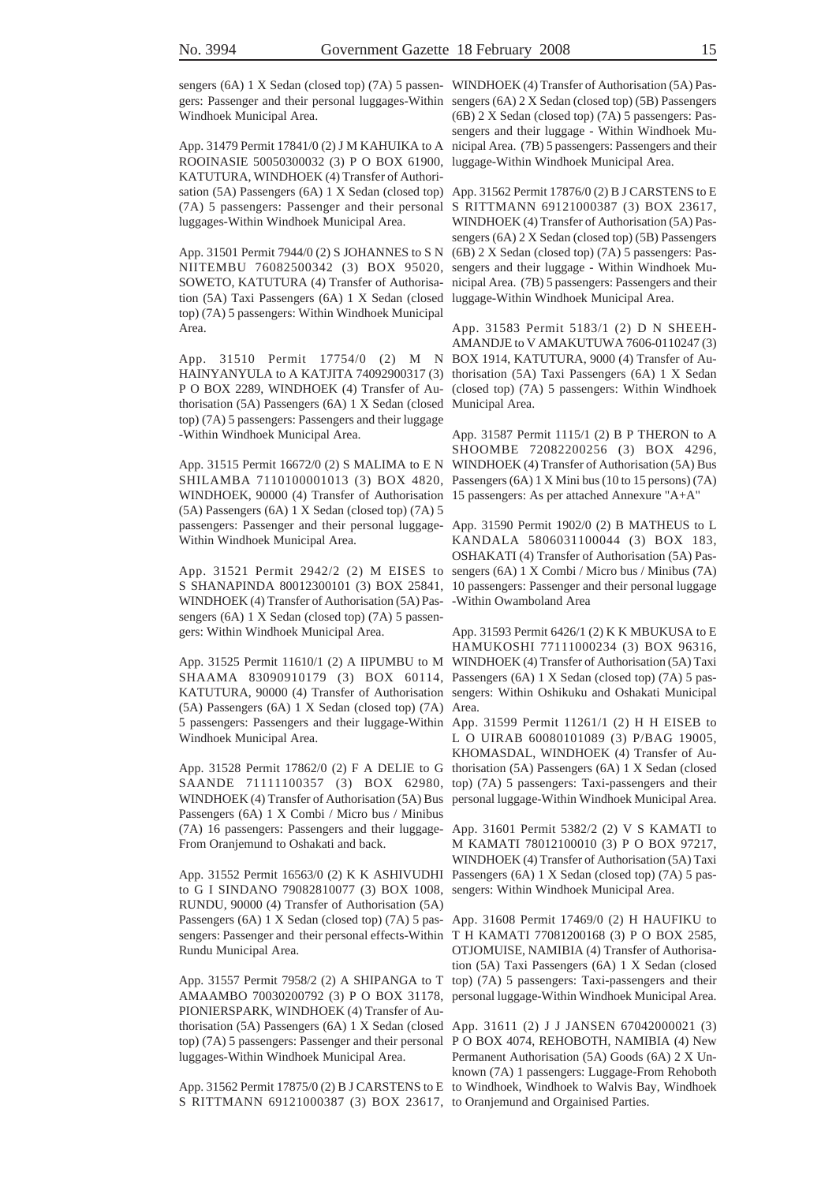sengers (6A) 1 X Sedan (closed top) (7A) 5 passengers: Passenger and their personal luggages-Within Windhoek Municipal Area.

App. 31479 Permit 17841/0 (2) J M KAHUIKA to A ROOINASIE 50050300032 (3) P O BOX 61900, KATUTURA, WINDHOEK (4) Transfer of Authorisation (5A) Passengers (6A) 1 X Sedan (closed top) (7A) 5 passengers: Passenger and their personal luggages-Within Windhoek Municipal Area.

App. 31501 Permit 7944/0 (2) S JOHANNES to S N NIITEMBU 76082500342 (3) BOX 95020, SOWETO, KATUTURA (4) Transfer of Authorisation (5A) Taxi Passengers (6A) 1 X Sedan (closed top) (7A) 5 passengers: Within Windhoek Municipal Area.

App. 31510 Permit 17754/0 (2) M N HAINYANYULA to A KATJITA 74092900317 (3) P O BOX 2289, WINDHOEK (4) Transfer of Authorisation (5A) Passengers (6A) 1 X Sedan (closed top) (7A) 5 passengers: Passengers and their luggage -Within Windhoek Municipal Area.

App. 31515 Permit 16672/0 (2) S MALIMA to E N SHILAMBA 7110100001013 (3) BOX 4820, WINDHOEK, 90000 (4) Transfer of Authorisation (5A) Passengers (6A) 1 X Sedan (closed top) (7A) 5 passengers: Passenger and their personal luggage-Within Windhoek Municipal Area.

App. 31521 Permit 2942/2 (2) M EISES to S SHANAPINDA 80012300101 (3) BOX 25841, WINDHOEK (4) Transfer of Authorisation (5A) Passengers (6A) 1 X Sedan (closed top) (7A) 5 passengers: Within Windhoek Municipal Area.

App. 31525 Permit 11610/1 (2) A IIPUMBU to M SHAAMA 83090910179 (3) BOX 60114, KATUTURA, 90000 (4) Transfer of Authorisation (5A) Passengers (6A) 1 X Sedan (closed top) (7A) 5 passengers: Passengers and their luggage-Within Windhoek Municipal Area.

App. 31528 Permit 17862/0 (2) F A DELIE to G SAANDE 71111100357 (3) BOX 62980, WINDHOEK (4) Transfer of Authorisation (5A) Bus Passengers (6A) 1 X Combi / Micro bus / Minibus (7A) 16 passengers: Passengers and their luggage-From Oranjemund to Oshakati and back.

App. 31552 Permit 16563/0 (2) K K ASHIVUDHI to G I SINDANO 79082810077 (3) BOX 1008, RUNDU, 90000 (4) Transfer of Authorisation (5A) Passengers (6A) 1 X Sedan (closed top) (7A) 5 passengers: Passenger and their personal effects-Within Rundu Municipal Area.

App. 31557 Permit 7958/2 (2) A SHIPANGA to T AMAAMBO 70030200792 (3) P O BOX 31178, PIONIERSPARK, WINDHOEK (4) Transfer of Authorisation (5A) Passengers (6A) 1 X Sedan (closed top) (7A) 5 passengers: Passenger and their personal luggages-Within Windhoek Municipal Area.

App. 31562 Permit 17875/0 (2) B J CARSTENS to E S RITTMANN 69121000387 (3) BOX 23617, WINDHOEK (4) Transfer of Authorisation (5A) Passengers (6A) 2 X Sedan (closed top) (5B) Passengers (6B) 2 X Sedan (closed top) (7A) 5 passengers: Passengers and their luggage - Within Windhoek Municipal Area. (7B) 5 passengers: Passengers and their luggage-Within Windhoek Municipal Area.

App. 31562 Permit 17876/0 (2) B J CARSTENS to E S RITTMANN 69121000387 (3) BOX 23617, WINDHOEK (4) Transfer of Authorisation (5A) Passengers (6A) 2 X Sedan (closed top) (5B) Passengers (6B) 2 X Sedan (closed top) (7A) 5 passengers: Passengers and their luggage - Within Windhoek Municipal Area. (7B) 5 passengers: Passengers and their luggage-Within Windhoek Municipal Area.

App. 31583 Permit 5183/1 (2) D N SHEEHAMANDJE to V AMAKUTUWA 7606-0110247 (3) BOX 1914, KATUTURA, 9000 (4) Transfer of Authorisation (5A) Taxi Passengers (6A) 1 X Sedan (closed top) (7A) 5 passengers: Within Windhoek Municipal Area.

App. 31587 Permit 1115/1 (2) B P THERON to A SHOOMBE 72082200256 (3) BOX 4296, WINDHOEK (4) Transfer of Authorisation (5A) Bus Passengers (6A) 1 X Mini bus (10 to 15 persons) (7A) 15 passengers: As per attached Annexure "A+A"

App. 31590 Permit 1902/0 (2) B MATHEUS to L KANDALA 5806031100044 (3) BOX 183, OSHAKATI (4) Transfer of Authorisation (5A) Passengers (6A) 1 X Combi / Micro bus / Minibus (7A) 10 passengers: Passenger and their personal luggage -Within Owamboland Area

App. 31593 Permit 6426/1 (2) K K MBUKUSA to E HAMUKOSHI 77111000234 (3) BOX 96316, WINDHOEK (4) Transfer of Authorisation (5A) Taxi Passengers (6A) 1 X Sedan (closed top) (7A) 5 passengers: Within Oshikuku and Oshakati Municipal Area.

App. 31599 Permit 11261/1 (2) H H EISEB to L O UIRAB 60080101089 (3) P/BAG 19005, KHOMASDAL, WINDHOEK (4) Transfer of Authorisation (5A) Passengers (6A) 1 X Sedan (closed top) (7A) 5 passengers: Taxi-passengers and their personal luggage-Within Windhoek Municipal Area.

App. 31601 Permit 5382/2 (2) V S KAMATI to M KAMATI 78012100010 (3) P O BOX 97217, WINDHOEK (4) Transfer of Authorisation (5A) Taxi Passengers (6A) 1 X Sedan (closed top) (7A) 5 passengers: Within Windhoek Municipal Area.

App. 31608 Permit 17469/0 (2) H HAUFIKU to T H KAMATI 77081200168 (3) P O BOX 2585, OTJOMUISE, NAMIBIA (4) Transfer of Authorisation (5A) Taxi Passengers (6A) 1 X Sedan (closed top) (7A) 5 passengers: Taxi-passengers and their personal luggage-Within Windhoek Municipal Area.

App. 31611 (2) J J JANSEN 67042000021 (3) P O BOX 4074, REHOBOTH, NAMIBIA (4) New Permanent Authorisation (5A) Goods (6A) 2 X Unknown (7A) 1 passengers: Luggage-From Rehoboth to Windhoek, Windhoek to Walvis Bay, Windhoek to Oranjemund and Orgainised Parties.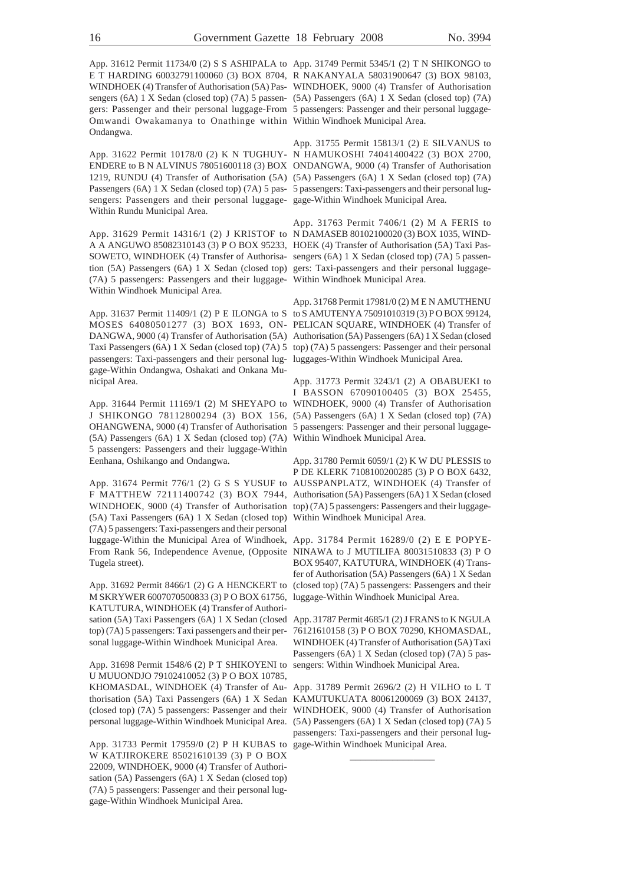App. 31612 Permit 11734/0 (2) S S ASHIPALA to E T HARDING 60032791100060 (3) BOX 8704, WINDHOEK (4) Transfer of Authorisation (5A) Passengers (6A) 1 X Sedan (closed top) (7A) 5 passengers: Passenger and their personal luggage-From Omwandi Owakamanya to Onathinge within Ondangwa.

App. 31622 Permit 10178/0 (2) K N TUGHUYENDERE to B N ALVINUS 78051600118 (3) BOX 1219, RUNDU (4) Transfer of Authorisation (5A) Passengers (6A) 1 X Sedan (closed top) (7A) 5 passengers: Passengers and their personal luggage-Within Rundu Municipal Area.

App. 31629 Permit 14316/1 (2) J KRISTOF to A A ANGUWO 85082310143 (3) P O BOX 95233, SOWETO, WINDHOEK (4) Transfer of Authorisation (5A) Passengers (6A) 1 X Sedan (closed top) (7A) 5 passengers: Passengers and their luggage-Within Windhoek Municipal Area.

App. 31637 Permit 11409/1 (2) P E ILONGA to S MOSES 64080501277 (3) BOX 1693, ONDANGWA, 9000 (4) Transfer of Authorisation (5A) Taxi Passengers (6A) 1 X Sedan (closed top) (7A) 5 passengers: Taxi-passengers and their personal luggage-Within Ondangwa, Oshakati and Onkana Municipal Area.

App. 31644 Permit 11169/1 (2) M SHEYAPO to J SHIKONGO 78112800294 (3) BOX 156, OHANGWENA, 9000 (4) Transfer of Authorisation (5A) Passengers (6A) 1 X Sedan (closed top) (7A) 5 passengers: Passengers and their luggage-Within Eenhana, Oshikango and Ondangwa.

App. 31674 Permit 776/1 (2) G S S YUSUF to F MATTHEW 72111400742 (3) BOX 7944, WINDHOEK, 9000 (4) Transfer of Authorisation (5A) Taxi Passengers (6A) 1 X Sedan (closed top) (7A) 5 passengers: Taxi-passengers and their personal luggage-Within the Municipal Area of Windhoek, From Rank 56, Independence Avenue, (Opposite Tugela street).

App. 31692 Permit 8466/1 (2) G A HENCKERT to M SKRYWER 6007070500833 (3) P O BOX 61756, KATUTURA, WINDHOEK (4) Transfer of Authorisation (5A) Taxi Passengers (6A) 1 X Sedan (closed top) (7A) 5 passengers: Taxi passengers and their personal luggage-Within Windhoek Municipal Area.

App. 31698 Permit 1548/6 (2) P T SHIKOYENI to U MUUONDJO 79102410052 (3) P O BOX 10785, KHOMASDAL, WINDHOEK (4) Transfer of Authorisation (5A) Taxi Passengers (6A) 1 X Sedan (closed top) (7A) 5 passengers: Passenger and their personal luggage-Within Windhoek Municipal Area.

App. 31733 Permit 17959/0 (2) P H KUBAS to W KATJIROKERE 85021610139 (3) P O BOX 22009, WINDHOEK, 9000 (4) Transfer of Authorisation (5A) Passengers (6A) 1 X Sedan (closed top) (7A) 5 passengers: Passenger and their personal luggage-Within Windhoek Municipal Area.

App. 31749 Permit 5345/1 (2) T N SHIKONGO to R NAKANYALA 58031900647 (3) BOX 98103, WINDHOEK, 9000 (4) Transfer of Authorisation (5A) Passengers (6A) 1 X Sedan (closed top) (7A) 5 passengers: Passenger and their personal luggage-Within Windhoek Municipal Area.

App. 31755 Permit 15813/1 (2) E SILVANUS to N HAMUKOSHI 74041400422 (3) BOX 2700, ONDANGWA, 9000 (4) Transfer of Authorisation (5A) Passengers (6A) 1 X Sedan (closed top) (7A) 5 passengers: Taxi-passengers and their personal luggage-Within Windhoek Municipal Area.

App. 31763 Permit 7406/1 (2) M A FERIS to N DAMASEB 80102100020 (3) BOX 1035, WINDHOEK (4) Transfer of Authorisation (5A) Taxi Passengers (6A) 1 X Sedan (closed top) (7A) 5 passengers: Taxi-passengers and their personal luggage-Within Windhoek Municipal Area.

App. 31768 Permit 17981/0 (2) M E N AMUTHENU to S AMUTENYA 75091010319 (3) P O BOX 99124, PELICAN SQUARE, WINDHOEK (4) Transfer of Authorisation (5A) Passengers (6A) 1 X Sedan (closed top) (7A) 5 passengers: Passenger and their personal luggages-Within Windhoek Municipal Area.

App. 31773 Permit 3243/1 (2) A OBABUEKI to I BASSON 67090100405 (3) BOX 25455, WINDHOEK, 9000 (4) Transfer of Authorisation (5A) Passengers (6A) 1 X Sedan (closed top) (7A) 5 passengers: Passenger and their personal luggage-Within Windhoek Municipal Area.

App. 31780 Permit 6059/1 (2) K W DU PLESSIS to P DE KLERK 7108100200285 (3) P O BOX 6432, AUSSPANPLATZ, WINDHOEK (4) Transfer of Authorisation (5A) Passengers (6A) 1 X Sedan (closed top) (7A) 5 passengers: Passengers and their luggage-Within Windhoek Municipal Area.

App. 31784 Permit 16289/0 (2) E E POPYENINAWA to J MUTILIFA 80031510833 (3) P O BOX 95407, KATUTURA, WINDHOEK (4) Transfer of Authorisation (5A) Passengers (6A) 1 X Sedan (closed top) (7A) 5 passengers: Passengers and their luggage-Within Windhoek Municipal Area.

App. 31787 Permit 4685/1 (2) J FRANS to K NGULA 76121610158 (3) P O BOX 70290, KHOMASDAL, WINDHOEK (4) Transfer of Authorisation (5A) Taxi Passengers (6A) 1 X Sedan (closed top) (7A) 5 passengers: Within Windhoek Municipal Area.

App. 31789 Permit 2696/2 (2) H VILHO to L T KAMUTUKUATA 80061200069 (3) BOX 24137, WINDHOEK, 9000 (4) Transfer of Authorisation (5A) Passengers (6A) 1 X Sedan (closed top) (7A) 5 passengers: Taxi-passengers and their personal luggage-Within Windhoek Municipal Area.

---